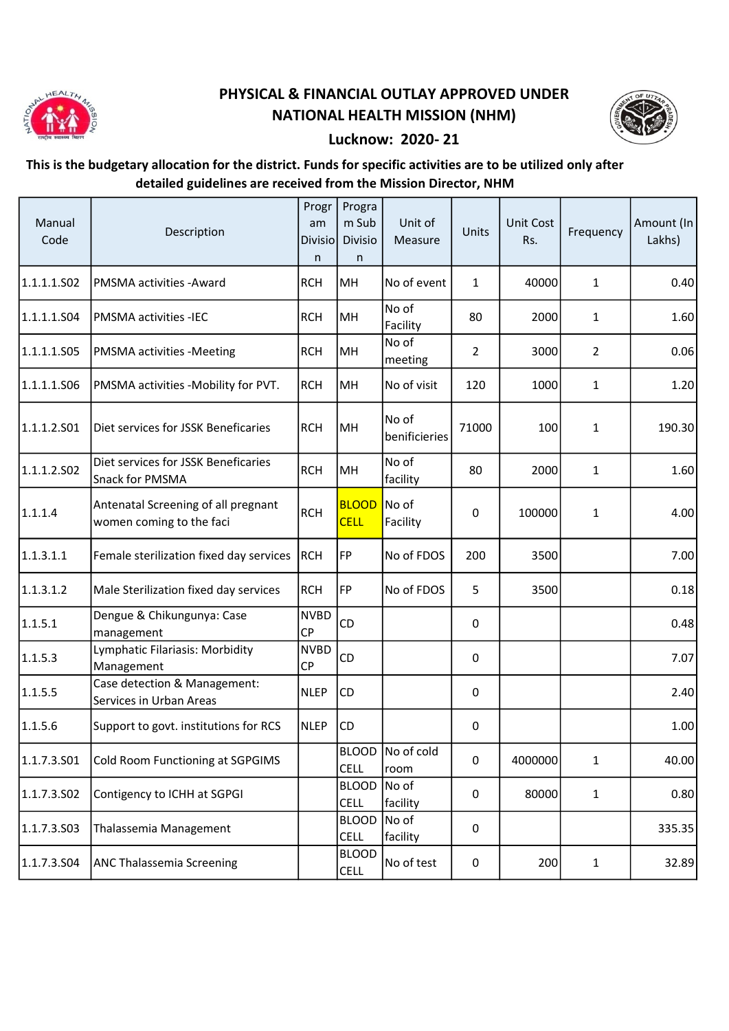# PHYSICAL & FINANCIAL OUTLAY APPROVED UNDER NATIONAL HEALTH MISSION (NHM)

## Lucknow: 2020- 21

**This is the budgetary allocation for the district. Funds for specific activities are to be utilized only after detailed guidelines are received from the Mission Director, NHM**

| Manual Code | Description | Program Division | Program Sub Division | Unit of Measure | Units | Unit Cost Rs. | Frequency | Amount (In Lakhs) |
|---|---|---|---|---|---|---|---|---|
| 1.1.1.1.S02 | PMSMA activities -Award | RCH | MH | No of event | 1 | 40000 | 1 | 0.40 |
| 1.1.1.1.S04 | PMSMA activities -IEC | RCH | MH | No of Facility | 80 | 2000 | 1 | 1.60 |
| 1.1.1.1.S05 | PMSMA activities -Meeting | RCH | MH | No of meeting | 2 | 3000 | 2 | 0.06 |
| 1.1.1.1.S06 | PMSMA activities -Mobility for PVT. | RCH | MH | No of visit | 120 | 1000 | 1 | 1.20 |
| 1.1.1.2.S01 | Diet services for JSSK Beneficaries | RCH | MH | No of benificieries | 71000 | 100 | 1 | 190.30 |
| 1.1.1.2.S02 | Diet services for JSSK Beneficaries Snack for PMSMA | RCH | MH | No of facility | 80 | 2000 | 1 | 1.60 |
| 1.1.1.4 | Antenatal Screening of all pregnant women coming to the faci | RCH | BLOOD CELL | No of Facility | 0 | 100000 | 1 | 4.00 |
| 1.1.3.1.1 | Female sterilization fixed day services | RCH | FP | No of FDOS | 200 | 3500 | | 7.00 |
| 1.1.3.1.2 | Male Sterilization fixed day services | RCH | FP | No of FDOS | 5 | 3500 | | 0.18 |
| 1.1.5.1 | Dengue & Chikungunya: Case management | NVBDCP | CD | | 0 | | | 0.48 |
| 1.1.5.3 | Lymphatic Filariasis: Morbidity Management | NVBDCP | CD | | 0 | | | 7.07 |
| 1.1.5.5 | Case detection & Management: Services in Urban Areas | NLEP | CD | | 0 | | | 2.40 |
| 1.1.5.6 | Support to govt. institutions for RCS | NLEP | CD | | 0 | | | 1.00 |
| 1.1.7.3.S01 | Cold Room Functioning at SGPGIMS | | BLOOD CELL | No of cold room | 0 | 4000000 | 1 | 40.00 |
| 1.1.7.3.S02 | Contigency to ICHH at SGPGI | | BLOOD CELL | No of facility | 0 | 80000 | 1 | 0.80 |
| 1.1.7.3.S03 | Thalassemia Management | | BLOOD CELL | No of facility | 0 | | | 335.35 |
| 1.1.7.3.S04 | ANC Thalassemia Screening | | BLOOD CELL | No of test | 0 | 200 | 1 | 32.89 |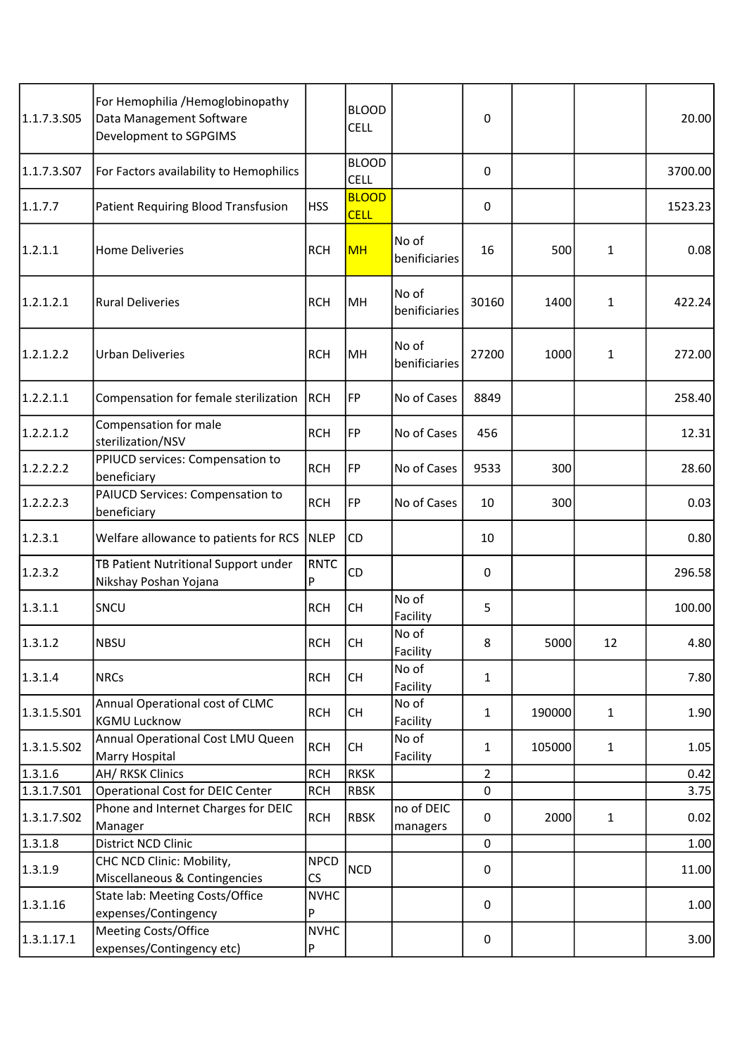| | | | | | | | | |
|---|---|---|---|---|---|---|---|---|
| 1.1.7.3.S05 | For Hemophilia /Hemoglobinopathy Data Management Software Development to SGPGIMS | | BLOOD CELL | | 0 | | | 20.00 |
| 1.1.7.3.S07 | For Factors availability to Hemophilics | | BLOOD CELL | | 0 | | | 3700.00 |
| 1.1.7.7 | Patient Requiring Blood Transfusion | HSS | BLOOD CELL | | 0 | | | 1523.23 |
| 1.2.1.1 | Home Deliveries | RCH | MH | No of benificiaries | 16 | 500 | 1 | 0.08 |
| 1.2.1.2.1 | Rural Deliveries | RCH | MH | No of benificiaries | 30160 | 1400 | 1 | 422.24 |
| 1.2.1.2.2 | Urban Deliveries | RCH | MH | No of benificiaries | 27200 | 1000 | 1 | 272.00 |
| 1.2.2.1.1 | Compensation for female sterilization | RCH | FP | No of Cases | 8849 | | | 258.40 |
| 1.2.2.1.2 | Compensation for male sterilization/NSV | RCH | FP | No of Cases | 456 | | | 12.31 |
| 1.2.2.2.2 | PPIUCD services: Compensation to beneficiary | RCH | FP | No of Cases | 9533 | 300 | | 28.60 |
| 1.2.2.2.3 | PAIUCD Services: Compensation to beneficiary | RCH | FP | No of Cases | 10 | 300 | | 0.03 |
| 1.2.3.1 | Welfare allowance to patients for RCS | NLEP | CD | | 10 | | | 0.80 |
| 1.2.3.2 | TB Patient Nutritional Support under Nikshay Poshan Yojana | RNTCP | CD | | 0 | | | 296.58 |
| 1.3.1.1 | SNCU | RCH | CH | No of Facility | 5 | | | 100.00 |
| 1.3.1.2 | NBSU | RCH | CH | No of Facility | 8 | 5000 | 12 | 4.80 |
| 1.3.1.4 | NRCs | RCH | CH | No of Facility | 1 | | | 7.80 |
| 1.3.1.5.S01 | Annual Operational cost of CLMC KGMU Lucknow | RCH | CH | No of Facility | 1 | 190000 | 1 | 1.90 |
| 1.3.1.5.S02 | Annual Operational Cost LMU Queen Marry Hospital | RCH | CH | No of Facility | 1 | 105000 | 1 | 1.05 |
| 1.3.1.6 | AH/ RKSK Clinics | RCH | RKSK | | 2 | | | 0.42 |
| 1.3.1.7.S01 | Operational Cost for DEIC Center | RCH | RBSK | | 0 | | | 3.75 |
| 1.3.1.7.S02 | Phone and Internet Charges for DEIC Manager | RCH | RBSK | no of DEIC managers | 0 | 2000 | 1 | 0.02 |
| 1.3.1.8 | District NCD Clinic | | | | 0 | | | 1.00 |
| 1.3.1.9 | CHC NCD Clinic: Mobility, Miscellaneous & Contingencies | NPCDCS | NCD | | 0 | | | 11.00 |
| 1.3.1.16 | State lab: Meeting Costs/Office expenses/Contingency | NVHCP | | | 0 | | | 1.00 |
| 1.3.1.17.1 | Meeting Costs/Office expenses/Contingency etc) | NVHCP | | | 0 | | | 3.00 |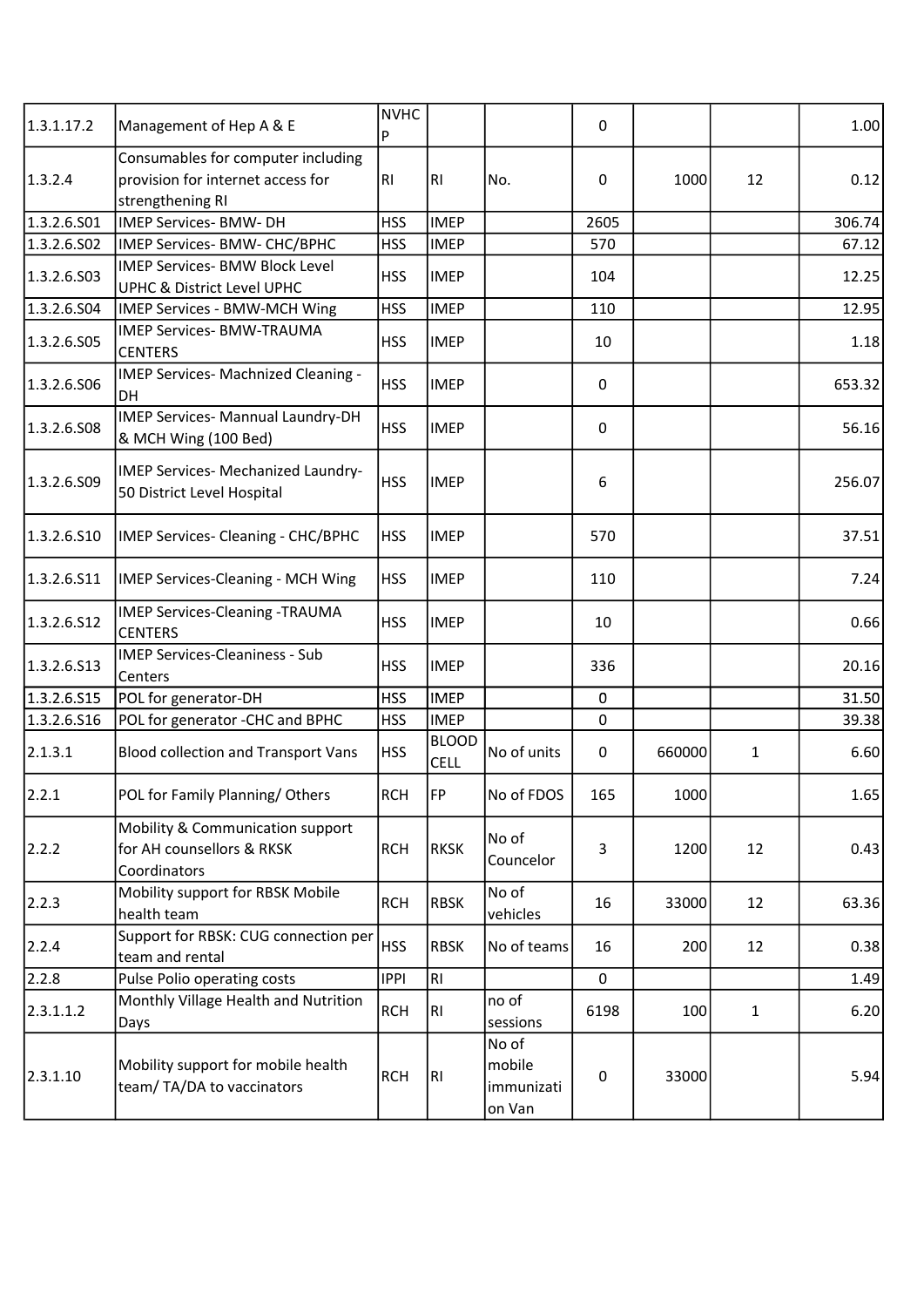| | | | | | | | | |
|---|---|---|---|---|---|---|---|---|
| 1.3.1.17.2 | Management of Hep A & E | NVHCP | | | 0 | | | 1.00 |
| 1.3.2.4 | Consumables for computer including provision for internet access for strengthening RI | RI | RI | No. | 0 | 1000 | 12 | 0.12 |
| 1.3.2.6.S01 | IMEP Services- BMW- DH | HSS | IMEP | | 2605 | | | 306.74 |
| 1.3.2.6.S02 | IMEP Services- BMW- CHC/BPHC | HSS | IMEP | | 570 | | | 67.12 |
| 1.3.2.6.S03 | IMEP Services- BMW Block Level UPHC & District Level UPHC | HSS | IMEP | | 104 | | | 12.25 |
| 1.3.2.6.S04 | IMEP Services - BMW-MCH Wing | HSS | IMEP | | 110 | | | 12.95 |
| 1.3.2.6.S05 | IMEP Services- BMW-TRAUMA CENTERS | HSS | IMEP | | 10 | | | 1.18 |
| 1.3.2.6.S06 | IMEP Services- Machnized Cleaning - DH | HSS | IMEP | | 0 | | | 653.32 |
| 1.3.2.6.S08 | IMEP Services- Mannual Laundry-DH & MCH Wing (100 Bed) | HSS | IMEP | | 0 | | | 56.16 |
| 1.3.2.6.S09 | IMEP Services- Mechanized Laundry-50 District Level Hospital | HSS | IMEP | | 6 | | | 256.07 |
| 1.3.2.6.S10 | IMEP Services- Cleaning - CHC/BPHC | HSS | IMEP | | 570 | | | 37.51 |
| 1.3.2.6.S11 | IMEP Services-Cleaning - MCH Wing | HSS | IMEP | | 110 | | | 7.24 |
| 1.3.2.6.S12 | IMEP Services-Cleaning -TRAUMA CENTERS | HSS | IMEP | | 10 | | | 0.66 |
| 1.3.2.6.S13 | IMEP Services-Cleaniness - Sub Centers | HSS | IMEP | | 336 | | | 20.16 |
| 1.3.2.6.S15 | POL for generator-DH | HSS | IMEP | | 0 | | | 31.50 |
| 1.3.2.6.S16 | POL for generator -CHC and BPHC | HSS | IMEP | | 0 | | | 39.38 |
| 2.1.3.1 | Blood collection and Transport Vans | HSS | BLOOD CELL | No of units | 0 | 660000 | 1 | 6.60 |
| 2.2.1 | POL for Family Planning/ Others | RCH | FP | No of FDOS | 165 | 1000 | | 1.65 |
| 2.2.2 | Mobility & Communication support for AH counsellors & RKSK Coordinators | RCH | RKSK | No of Councelor | 3 | 1200 | 12 | 0.43 |
| 2.2.3 | Mobility support for RBSK Mobile health team | RCH | RBSK | No of vehicles | 16 | 33000 | 12 | 63.36 |
| 2.2.4 | Support for RBSK: CUG connection per team and rental | HSS | RBSK | No of teams | 16 | 200 | 12 | 0.38 |
| 2.2.8 | Pulse Polio operating costs | IPPI | RI | | 0 | | | 1.49 |
| 2.3.1.1.2 | Monthly Village Health and Nutrition Days | RCH | RI | no of sessions | 6198 | 100 | 1 | 6.20 |
| 2.3.1.10 | Mobility support for mobile health team/ TA/DA to vaccinators | RCH | RI | No of mobile immunization Van | 0 | 33000 | | 5.94 |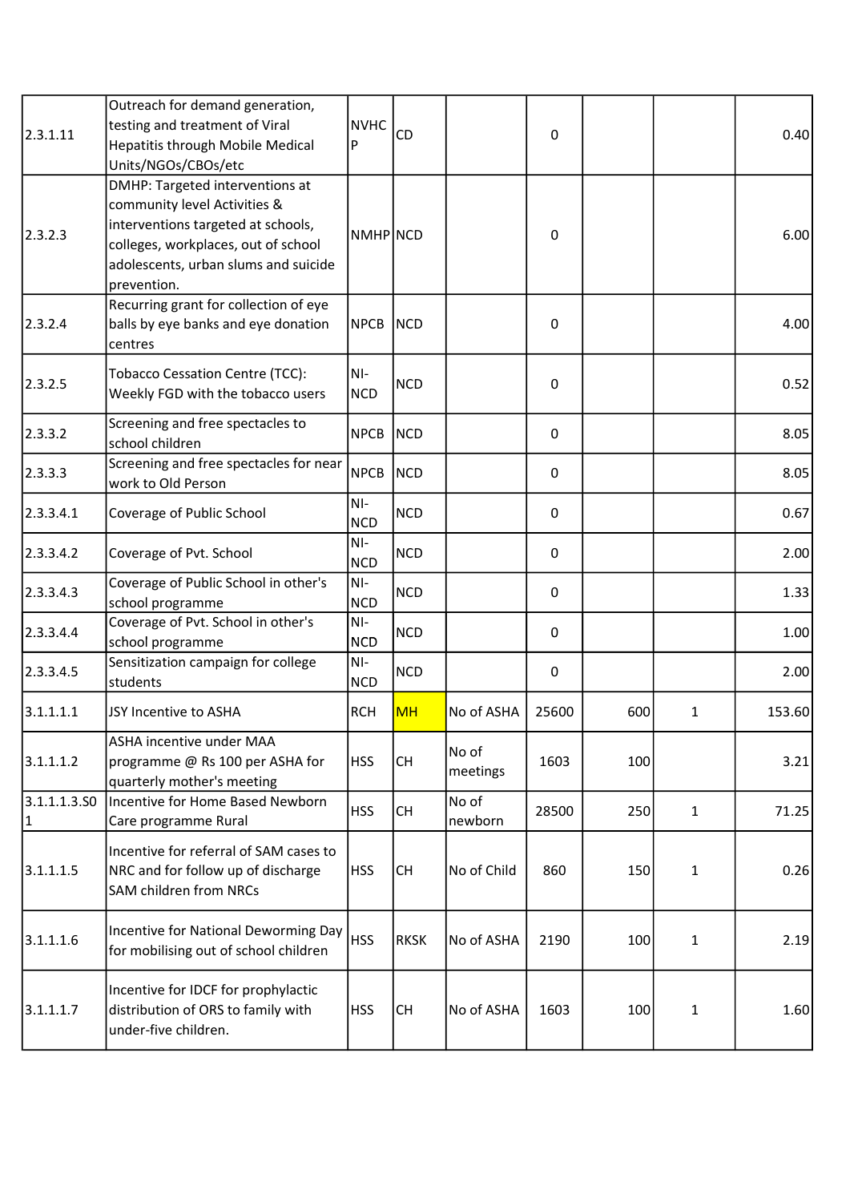| | | | | | | | | |
|---|---|---|---|---|---|---|---|---|
| 2.3.1.11 | Outreach for demand generation, testing and treatment of Viral Hepatitis through Mobile Medical Units/NGOs/CBOs/etc | NVHCP | CD | | 0 | | | 0.40 |
| 2.3.2.3 | DMHP: Targeted interventions at community level Activities & interventions targeted at schools, colleges, workplaces, out of school adolescents, urban slums and suicide prevention. | NMHP | NCD | | 0 | | | 6.00 |
| 2.3.2.4 | Recurring grant for collection of eye balls by eye banks and eye donation centres | NPCB | NCD | | 0 | | | 4.00 |
| 2.3.2.5 | Tobacco Cessation Centre (TCC): Weekly FGD with the tobacco users | NI-NCD | NCD | | 0 | | | 0.52 |
| 2.3.3.2 | Screening and free spectacles to school children | NPCB | NCD | | 0 | | | 8.05 |
| 2.3.3.3 | Screening and free spectacles for near work to Old Person | NPCB | NCD | | 0 | | | 8.05 |
| 2.3.3.4.1 | Coverage of Public School | NI-NCD | NCD | | 0 | | | 0.67 |
| 2.3.3.4.2 | Coverage of Pvt. School | NI-NCD | NCD | | 0 | | | 2.00 |
| 2.3.3.4.3 | Coverage of Public School in other's school programme | NI-NCD | NCD | | 0 | | | 1.33 |
| 2.3.3.4.4 | Coverage of Pvt. School in other's school programme | NI-NCD | NCD | | 0 | | | 1.00 |
| 2.3.3.4.5 | Sensitization campaign for college students | NI-NCD | NCD | | 0 | | | 2.00 |
| 3.1.1.1.1 | JSY Incentive to ASHA | RCH | MH | No of ASHA | 25600 | 600 | 1 | 153.60 |
| 3.1.1.1.2 | ASHA incentive under MAA programme @ Rs 100 per ASHA for quarterly mother's meeting | HSS | CH | No of meetings | 1603 | 100 | | 3.21 |
| 3.1.1.1.3.S01 | Incentive for Home Based Newborn Care programme Rural | HSS | CH | No of newborn | 28500 | 250 | 1 | 71.25 |
| 3.1.1.1.5 | Incentive for referral of SAM cases to NRC and for follow up of discharge SAM children from NRCs | HSS | CH | No of Child | 860 | 150 | 1 | 0.26 |
| 3.1.1.1.6 | Incentive for National Deworming Day for mobilising out of school children | HSS | RKSK | No of ASHA | 2190 | 100 | 1 | 2.19 |
| 3.1.1.1.7 | Incentive for IDCF for prophylactic distribution of ORS to family with under-five children. | HSS | CH | No of ASHA | 1603 | 100 | 1 | 1.60 |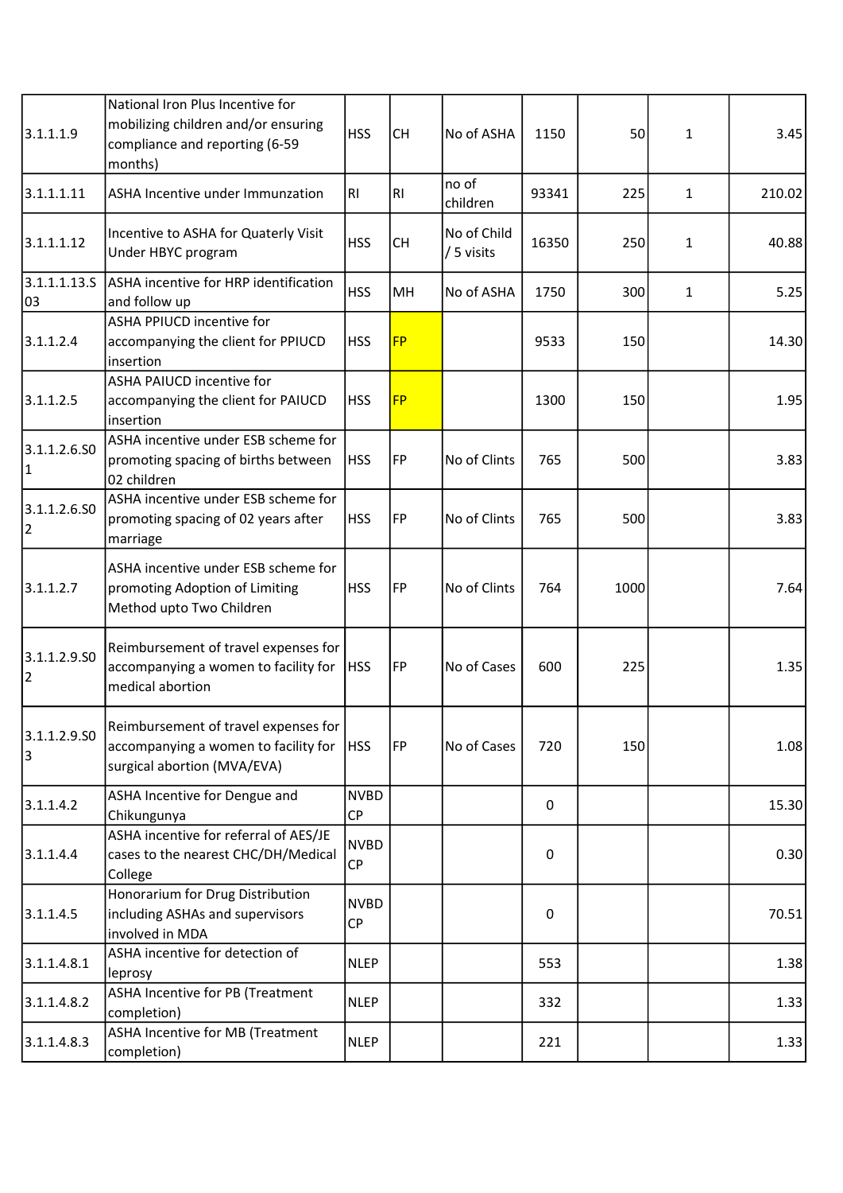| | | | | | | | | |
|---|---|---|---|---|---|---|---|---|
| 3.1.1.1.9 | National Iron Plus Incentive for mobilizing children and/or ensuring compliance and reporting (6-59 months) | HSS | CH | No of ASHA | 1150 | 50 | 1 | 3.45 |
| 3.1.1.1.11 | ASHA Incentive under Immunzation | RI | RI | no of children | 93341 | 225 | 1 | 210.02 |
| 3.1.1.1.12 | Incentive to ASHA for Quaterly Visit Under HBYC program | HSS | CH | No of Child / 5 visits | 16350 | 250 | 1 | 40.88 |
| 3.1.1.1.13.S 03 | ASHA incentive for HRP identification and follow up | HSS | MH | No of ASHA | 1750 | 300 | 1 | 5.25 |
| 3.1.1.2.4 | ASHA PPIUCD incentive for accompanying the client for PPIUCD insertion | HSS | FP | | 9533 | 150 | | 14.30 |
| 3.1.1.2.5 | ASHA PAIUCD incentive for accompanying the client for PAIUCD insertion | HSS | FP | | 1300 | 150 | | 1.95 |
| 3.1.1.2.6.S0 1 | ASHA incentive under ESB scheme for promoting spacing of births between 02 children | HSS | FP | No of Clints | 765 | 500 | | 3.83 |
| 3.1.1.2.6.S0 2 | ASHA incentive under ESB scheme for promoting spacing of 02 years after marriage | HSS | FP | No of Clints | 765 | 500 | | 3.83 |
| 3.1.1.2.7 | ASHA incentive under ESB scheme for promoting Adoption of Limiting Method upto Two Children | HSS | FP | No of Clints | 764 | 1000 | | 7.64 |
| 3.1.1.2.9.S0 2 | Reimbursement of travel expenses for accompanying a women to facility for medical abortion | HSS | FP | No of Cases | 600 | 225 | | 1.35 |
| 3.1.1.2.9.S0 3 | Reimbursement of travel expenses for accompanying a women to facility for surgical abortion (MVA/EVA) | HSS | FP | No of Cases | 720 | 150 | | 1.08 |
| 3.1.1.4.2 | ASHA Incentive for Dengue and Chikungunya | NVBD CP | | | 0 | | | 15.30 |
| 3.1.1.4.4 | ASHA incentive for referral of AES/JE cases to the nearest CHC/DH/Medical College | NVBD CP | | | 0 | | | 0.30 |
| 3.1.1.4.5 | Honorarium for Drug Distribution including ASHAs and supervisors involved in MDA | NVBD CP | | | 0 | | | 70.51 |
| 3.1.1.4.8.1 | ASHA incentive for detection of leprosy | NLEP | | | 553 | | | 1.38 |
| 3.1.1.4.8.2 | ASHA Incentive for PB (Treatment completion) | NLEP | | | 332 | | | 1.33 |
| 3.1.1.4.8.3 | ASHA Incentive for MB (Treatment completion) | NLEP | | | 221 | | | 1.33 |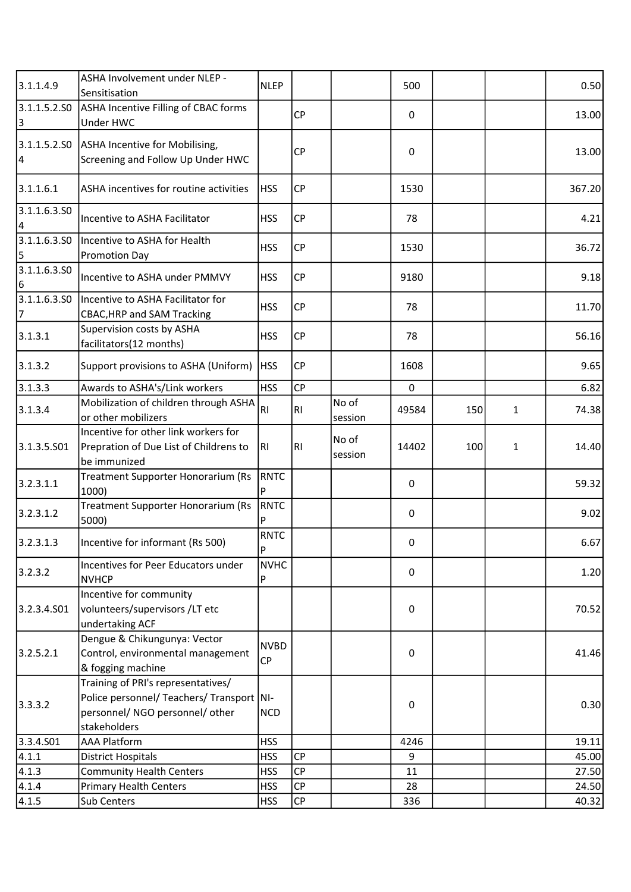| 3.1.1.4.9 | ASHA Involvement under NLEP - Sensitisation | NLEP | | | 500 | | | 0.50 |
|---|---|---|---|---|---|---|---|---|
| 3.1.1.5.2.S03 | ASHA Incentive Filling of CBAC forms Under HWC | | CP | | 0 | | | 13.00 |
| 3.1.1.5.2.S04 | ASHA Incentive for Mobilising, Screening and Follow Up Under HWC | | CP | | 0 | | | 13.00 |
| 3.1.1.6.1 | ASHA incentives for routine activities | HSS | CP | | 1530 | | | 367.20 |
| 3.1.1.6.3.S04 | Incentive to ASHA Facilitator | HSS | CP | | 78 | | | 4.21 |
| 3.1.1.6.3.S05 | Incentive to ASHA for Health Promotion Day | HSS | CP | | 1530 | | | 36.72 |
| 3.1.1.6.3.S06 | Incentive to ASHA under PMMVY | HSS | CP | | 9180 | | | 9.18 |
| 3.1.1.6.3.S07 | Incentive to ASHA Facilitator for CBAC,HRP and SAM Tracking | HSS | CP | | 78 | | | 11.70 |
| 3.1.3.1 | Supervision costs by ASHA facilitators(12 months) | HSS | CP | | 78 | | | 56.16 |
| 3.1.3.2 | Support provisions to ASHA (Uniform) | HSS | CP | | 1608 | | | 9.65 |
| 3.1.3.3 | Awards to ASHA's/Link workers | HSS | CP | | 0 | | | 6.82 |
| 3.1.3.4 | Mobilization of children through ASHA or other mobilizers | RI | RI | No of session | 49584 | 150 | 1 | 74.38 |
| 3.1.3.5.S01 | Incentive for other link workers for Prepration of Due List of Childrens to be immunized | RI | RI | No of session | 14402 | 100 | 1 | 14.40 |
| 3.2.3.1.1 | Treatment Supporter Honorarium (Rs 1000) | RNTCP | | | 0 | | | 59.32 |
| 3.2.3.1.2 | Treatment Supporter Honorarium (Rs 5000) | RNTCP | | | 0 | | | 9.02 |
| 3.2.3.1.3 | Incentive for informant (Rs 500) | RNTCP | | | 0 | | | 6.67 |
| 3.2.3.2 | Incentives for Peer Educators under NVHCP | NVHCP | | | 0 | | | 1.20 |
| 3.2.3.4.S01 | Incentive for community volunteers/supervisors /LT etc undertaking ACF | | | | 0 | | | 70.52 |
| 3.2.5.2.1 | Dengue & Chikungunya: Vector Control, environmental management & fogging machine | NVBDCP | | | 0 | | | 41.46 |
| 3.3.3.2 | Training of PRI's representatives/ Police personnel/ Teachers/ Transport personnel/ NGO personnel/ other stakeholders | NI-NCD | | | 0 | | | 0.30 |
| 3.3.4.S01 | AAA Platform | HSS | | | 4246 | | | 19.11 |
| 4.1.1 | District Hospitals | HSS | CP | | 9 | | | 45.00 |
| 4.1.3 | Community Health Centers | HSS | CP | | 11 | | | 27.50 |
| 4.1.4 | Primary Health Centers | HSS | CP | | 28 | | | 24.50 |
| 4.1.5 | Sub Centers | HSS | CP | | 336 | | | 40.32 |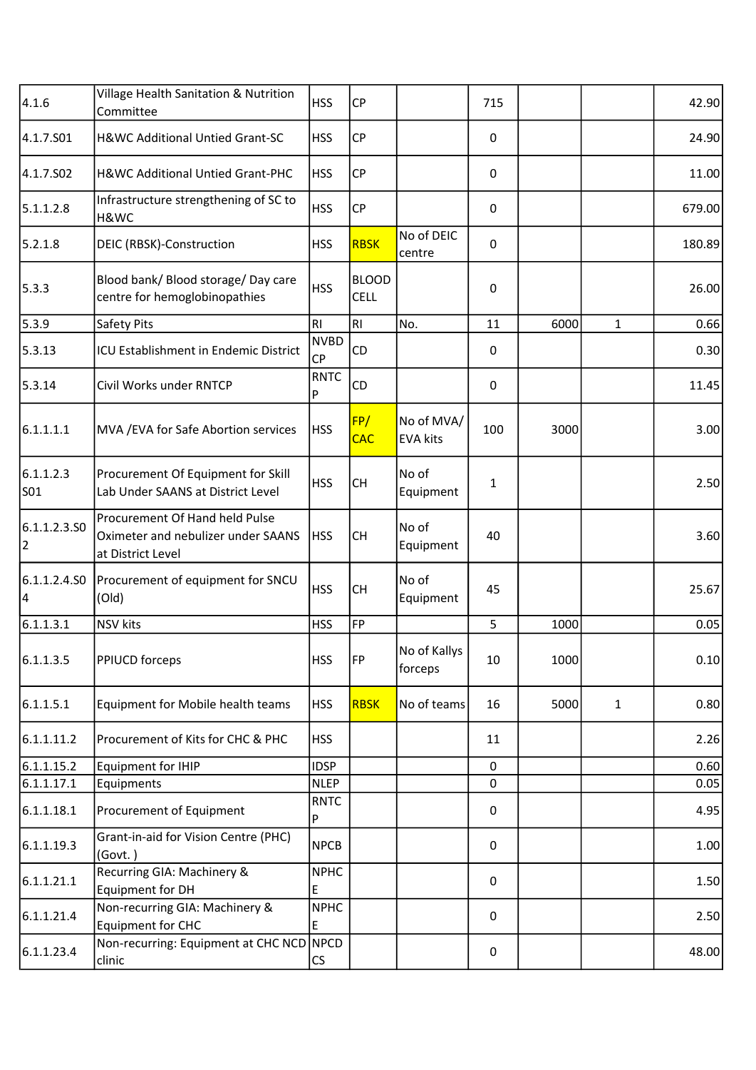| | | | | | | | | |
|---|---|---|---|---|---|---|---|---|
| 4.1.6 | Village Health Sanitation & Nutrition Committee | HSS | CP | | 715 | | | 42.90 |
| 4.1.7.S01 | H&WC Additional Untied Grant-SC | HSS | CP | | 0 | | | 24.90 |
| 4.1.7.S02 | H&WC Additional Untied Grant-PHC | HSS | CP | | 0 | | | 11.00 |
| 5.1.1.2.8 | Infrastructure strengthening of SC to H&WC | HSS | CP | | 0 | | | 679.00 |
| 5.2.1.8 | DEIC (RBSK)-Construction | HSS | RBSK | No of DEIC centre | 0 | | | 180.89 |
| 5.3.3 | Blood bank/ Blood storage/ Day care centre for hemoglobinopathies | HSS | BLOOD CELL | | 0 | | | 26.00 |
| 5.3.9 | Safety Pits | RI | RI | No. | 11 | 6000 | 1 | 0.66 |
| 5.3.13 | ICU Establishment in Endemic District | NVBDCP | CD | | 0 | | | 0.30 |
| 5.3.14 | Civil Works under RNTCP | RNTCP | CD | | 0 | | | 11.45 |
| 6.1.1.1.1 | MVA /EVA for Safe Abortion services | HSS | FP/ CAC | No of MVA/ EVA kits | 100 | 3000 | | 3.00 |
| 6.1.1.2.3 S01 | Procurement Of Equipment for Skill Lab Under SAANS at District Level | HSS | CH | No of Equipment | 1 | | | 2.50 |
| 6.1.1.2.3.S02 | Procurement Of Hand held Pulse Oximeter and nebulizer under SAANS at District Level | HSS | CH | No of Equipment | 40 | | | 3.60 |
| 6.1.1.2.4.S04 | Procurement of equipment for SNCU (Old) | HSS | CH | No of Equipment | 45 | | | 25.67 |
| 6.1.1.3.1 | NSV kits | HSS | FP | | 5 | 1000 | | 0.05 |
| 6.1.1.3.5 | PPIUCD forceps | HSS | FP | No of Kallys forceps | 10 | 1000 | | 0.10 |
| 6.1.1.5.1 | Equipment for Mobile health teams | HSS | RBSK | No of teams | 16 | 5000 | 1 | 0.80 |
| 6.1.1.11.2 | Procurement of Kits for CHC & PHC | HSS | | | 11 | | | 2.26 |
| 6.1.1.15.2 | Equipment for IHIP | IDSP | | | 0 | | | 0.60 |
| 6.1.1.17.1 | Equipments | NLEP | | | 0 | | | 0.05 |
| 6.1.1.18.1 | Procurement of Equipment | RNTCP | | | 0 | | | 4.95 |
| 6.1.1.19.3 | Grant-in-aid for Vision Centre (PHC) (Govt. ) | NPCB | | | 0 | | | 1.00 |
| 6.1.1.21.1 | Recurring GIA: Machinery & Equipment for DH | NPHCE | | | 0 | | | 1.50 |
| 6.1.1.21.4 | Non-recurring GIA: Machinery & Equipment for CHC | NPHCE | | | 0 | | | 2.50 |
| 6.1.1.23.4 | Non-recurring: Equipment at CHC NCD clinic | NPCDCS | | | 0 | | | 48.00 |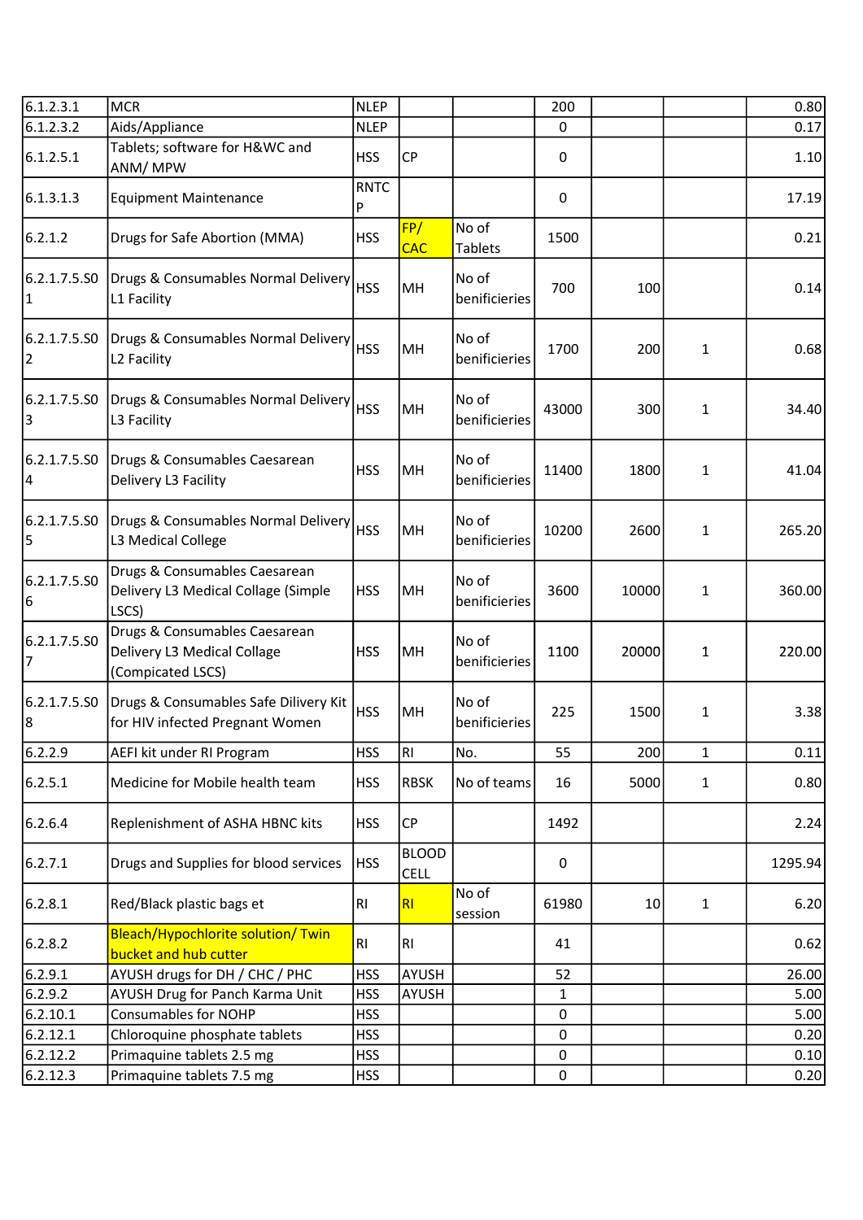| | | | | | | | | |
|---|---|---|---|---|---|---|---|---|
| 6.1.2.3.1 | MCR | NLEP | | | 200 | | | 0.80 |
| 6.1.2.3.2 | Aids/Appliance | NLEP | | | 0 | | | 0.17 |
| 6.1.2.5.1 | Tablets; software for H&WC and ANM/ MPW | HSS | CP | | 0 | | | 1.10 |
| 6.1.3.1.3 | Equipment Maintenance | RNTCP | | | 0 | | | 17.19 |
| 6.2.1.2 | Drugs for Safe Abortion (MMA) | HSS | FP/ CAC | No of Tablets | 1500 | | | 0.21 |
| 6.2.1.7.5.S01 | Drugs & Consumables Normal Delivery L1 Facility | HSS | MH | No of benificieries | 700 | 100 | | 0.14 |
| 6.2.1.7.5.S02 | Drugs & Consumables Normal Delivery L2 Facility | HSS | MH | No of benificieries | 1700 | 200 | 1 | 0.68 |
| 6.2.1.7.5.S03 | Drugs & Consumables Normal Delivery L3 Facility | HSS | MH | No of benificieries | 43000 | 300 | 1 | 34.40 |
| 6.2.1.7.5.S04 | Drugs & Consumables Caesarean Delivery L3 Facility | HSS | MH | No of benificieries | 11400 | 1800 | 1 | 41.04 |
| 6.2.1.7.5.S05 | Drugs & Consumables Normal Delivery L3 Medical College | HSS | MH | No of benificieries | 10200 | 2600 | 1 | 265.20 |
| 6.2.1.7.5.S06 | Drugs & Consumables Caesarean Delivery L3 Medical Collage (Simple LSCS) | HSS | MH | No of benificieries | 3600 | 10000 | 1 | 360.00 |
| 6.2.1.7.5.S07 | Drugs & Consumables Caesarean Delivery L3 Medical Collage (Compicated LSCS) | HSS | MH | No of benificieries | 1100 | 20000 | 1 | 220.00 |
| 6.2.1.7.5.S08 | Drugs & Consumables Safe Dilivery Kit for HIV infected Pregnant Women | HSS | MH | No of benificieries | 225 | 1500 | 1 | 3.38 |
| 6.2.2.9 | AEFI kit under RI Program | HSS | RI | No. | 55 | 200 | 1 | 0.11 |
| 6.2.5.1 | Medicine for Mobile health team | HSS | RBSK | No of teams | 16 | 5000 | 1 | 0.80 |
| 6.2.6.4 | Replenishment of ASHA HBNC kits | HSS | CP | | 1492 | | | 2.24 |
| 6.2.7.1 | Drugs and Supplies for blood services | HSS | BLOOD CELL | | 0 | | | 1295.94 |
| 6.2.8.1 | Red/Black plastic bags et | RI | RI | No of session | 61980 | 10 | 1 | 6.20 |
| 6.2.8.2 | Bleach/Hypochlorite solution/ Twin bucket and hub cutter | RI | RI | | 41 | | | 0.62 |
| 6.2.9.1 | AYUSH drugs for DH / CHC / PHC | HSS | AYUSH | | 52 | | | 26.00 |
| 6.2.9.2 | AYUSH Drug for Panch Karma Unit | HSS | AYUSH | | 1 | | | 5.00 |
| 6.2.10.1 | Consumables for NOHP | HSS | | | 0 | | | 5.00 |
| 6.2.12.1 | Chloroquine phosphate tablets | HSS | | | 0 | | | 0.20 |
| 6.2.12.2 | Primaquine tablets 2.5 mg | HSS | | | 0 | | | 0.10 |
| 6.2.12.3 | Primaquine tablets 7.5 mg | HSS | | | 0 | | | 0.20 |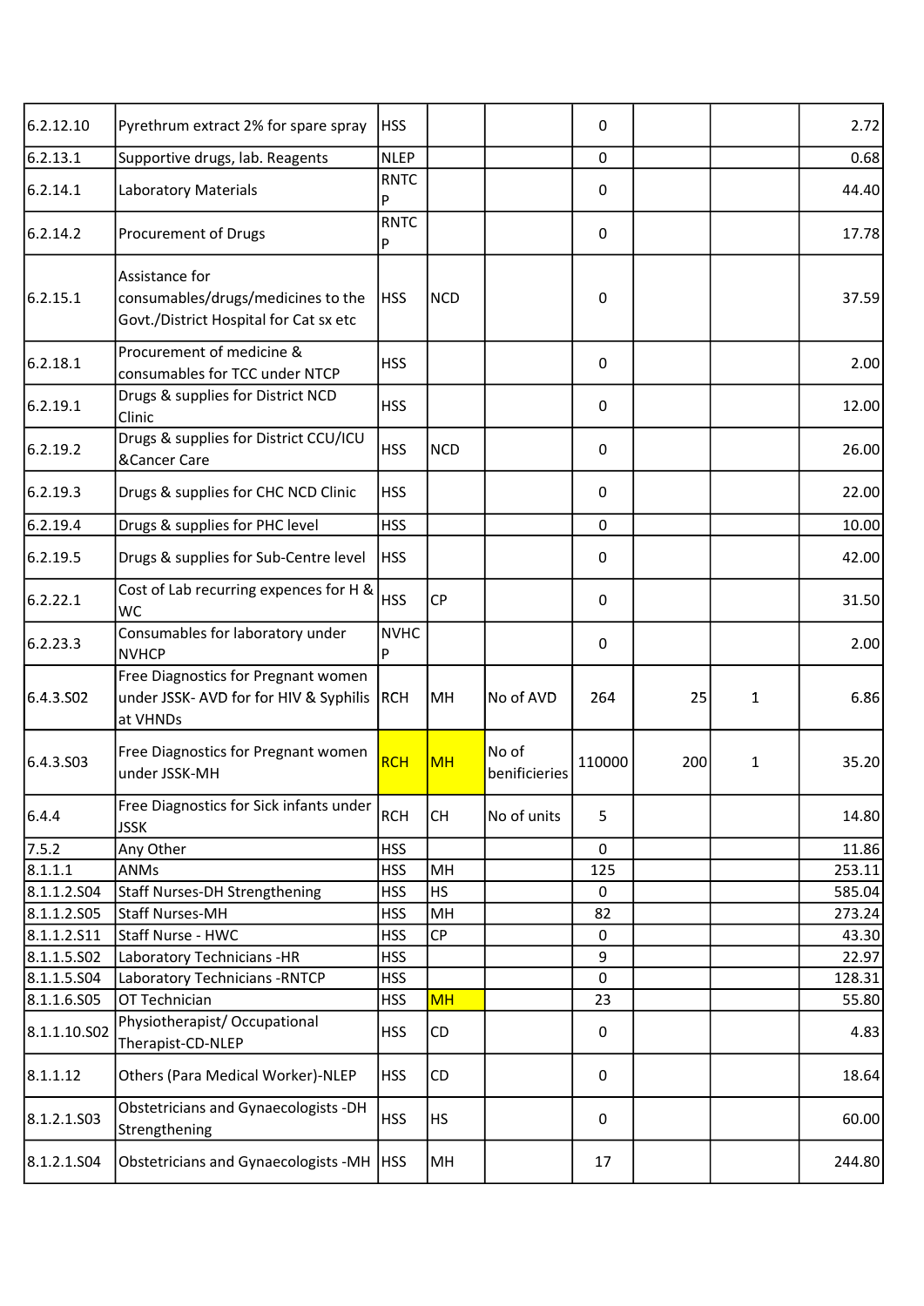| | | | | | | | | |
|---|---|---|---|---|---|---|---|---|
| 6.2.12.10 | Pyrethrum extract 2% for spare spray | HSS | | | 0 | | | 2.72 |
| 6.2.13.1 | Supportive drugs, lab. Reagents | NLEP | | | 0 | | | 0.68 |
| 6.2.14.1 | Laboratory Materials | RNTCP | | | 0 | | | 44.40 |
| 6.2.14.2 | Procurement of Drugs | RNTCP | | | 0 | | | 17.78 |
| 6.2.15.1 | Assistance for consumables/drugs/medicines to the Govt./District Hospital for Cat sx etc | HSS | NCD | | 0 | | | 37.59 |
| 6.2.18.1 | Procurement of medicine & consumables for TCC under NTCP | HSS | | | 0 | | | 2.00 |
| 6.2.19.1 | Drugs & supplies for District NCD Clinic | HSS | | | 0 | | | 12.00 |
| 6.2.19.2 | Drugs & supplies for District CCU/ICU &Cancer Care | HSS | NCD | | 0 | | | 26.00 |
| 6.2.19.3 | Drugs & supplies for CHC NCD Clinic | HSS | | | 0 | | | 22.00 |
| 6.2.19.4 | Drugs & supplies for PHC level | HSS | | | 0 | | | 10.00 |
| 6.2.19.5 | Drugs & supplies for Sub-Centre level | HSS | | | 0 | | | 42.00 |
| 6.2.22.1 | Cost of Lab recurring expences for H & WC | HSS | CP | | 0 | | | 31.50 |
| 6.2.23.3 | Consumables for laboratory under NVHCP | NVHCP | | | 0 | | | 2.00 |
| 6.4.3.S02 | Free Diagnostics for Pregnant women under JSSK- AVD for for HIV & Syphilis at VHNDs | RCH | MH | No of AVD | 264 | 25 | 1 | 6.86 |
| 6.4.3.S03 | Free Diagnostics for Pregnant women under JSSK-MH | RCH | MH | No of benificieries | 110000 | 200 | 1 | 35.20 |
| 6.4.4 | Free Diagnostics for Sick infants under JSSK | RCH | CH | No of units | 5 | | | 14.80 |
| 7.5.2 | Any Other | HSS | | | 0 | | | 11.86 |
| 8.1.1.1 | ANMs | HSS | MH | | 125 | | | 253.11 |
| 8.1.1.2.S04 | Staff Nurses-DH Strengthening | HSS | HS | | 0 | | | 585.04 |
| 8.1.1.2.S05 | Staff Nurses-MH | HSS | MH | | 82 | | | 273.24 |
| 8.1.1.2.S11 | Staff Nurse - HWC | HSS | CP | | 0 | | | 43.30 |
| 8.1.1.5.S02 | Laboratory Technicians -HR | HSS | | | 9 | | | 22.97 |
| 8.1.1.5.S04 | Laboratory Technicians -RNTCP | HSS | | | 0 | | | 128.31 |
| 8.1.1.6.S05 | OT Technician | HSS | MH | | 23 | | | 55.80 |
| 8.1.1.10.S02 | Physiotherapist/ Occupational Therapist-CD-NLEP | HSS | CD | | 0 | | | 4.83 |
| 8.1.1.12 | Others (Para Medical Worker)-NLEP | HSS | CD | | 0 | | | 18.64 |
| 8.1.2.1.S03 | Obstetricians and Gynaecologists -DH Strengthening | HSS | HS | | 0 | | | 60.00 |
| 8.1.2.1.S04 | Obstetricians and Gynaecologists -MH | HSS | MH | | 17 | | | 244.80 |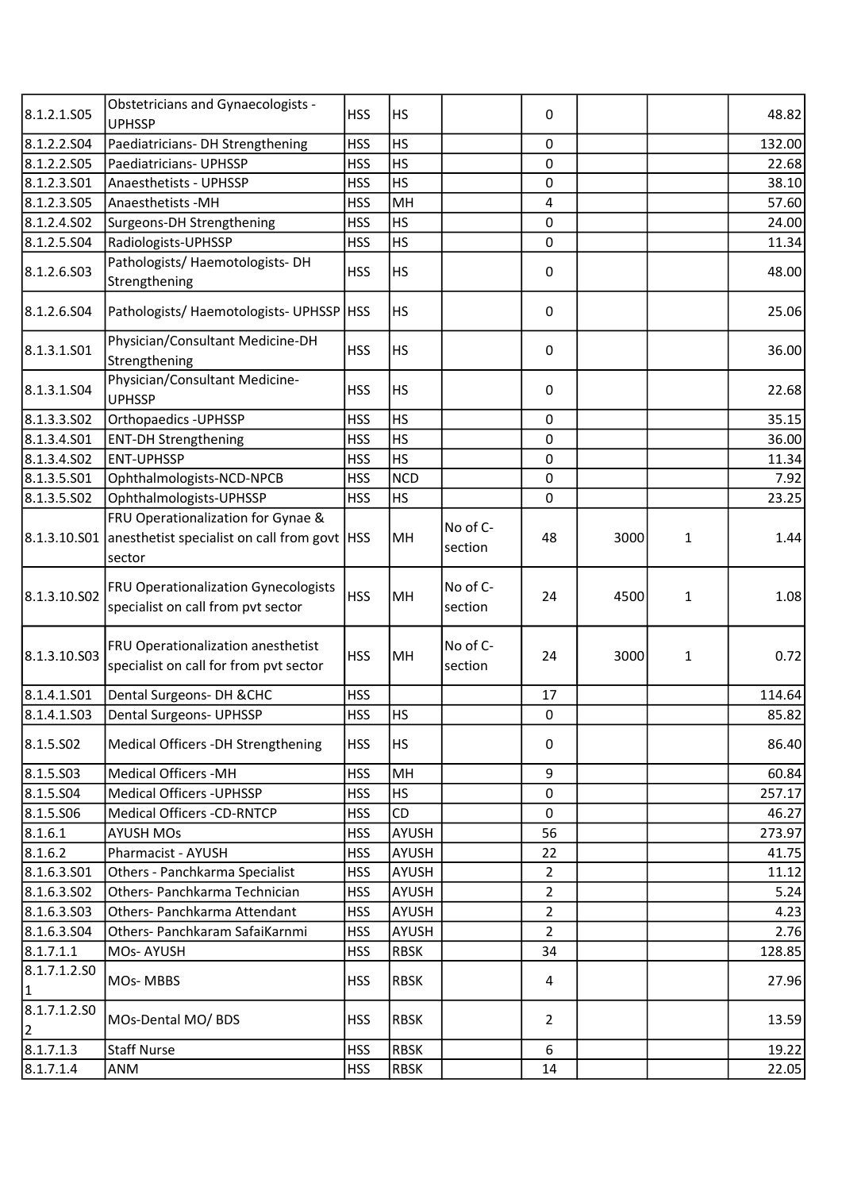| | | | | | | | | |
|---|---|---|---|---|---|---|---|---|
| 8.1.2.1.S05 | Obstetricians and Gynaecologists - UPHSSP | HSS | HS | | 0 | | | 48.82 |
| 8.1.2.2.S04 | Paediatricians- DH Strengthening | HSS | HS | | 0 | | | 132.00 |
| 8.1.2.2.S05 | Paediatricians- UPHSSP | HSS | HS | | 0 | | | 22.68 |
| 8.1.2.3.S01 | Anaesthetists - UPHSSP | HSS | HS | | 0 | | | 38.10 |
| 8.1.2.3.S05 | Anaesthetists -MH | HSS | MH | | 4 | | | 57.60 |
| 8.1.2.4.S02 | Surgeons-DH Strengthening | HSS | HS | | 0 | | | 24.00 |
| 8.1.2.5.S04 | Radiologists-UPHSSP | HSS | HS | | 0 | | | 11.34 |
| 8.1.2.6.S03 | Pathologists/ Haemotologists- DH Strengthening | HSS | HS | | 0 | | | 48.00 |
| 8.1.2.6.S04 | Pathologists/ Haemotologists- UPHSSP | HSS | HS | | 0 | | | 25.06 |
| 8.1.3.1.S01 | Physician/Consultant Medicine-DH Strengthening | HSS | HS | | 0 | | | 36.00 |
| 8.1.3.1.S04 | Physician/Consultant Medicine-UPHSSP | HSS | HS | | 0 | | | 22.68 |
| 8.1.3.3.S02 | Orthopaedics -UPHSSP | HSS | HS | | 0 | | | 35.15 |
| 8.1.3.4.S01 | ENT-DH Strengthening | HSS | HS | | 0 | | | 36.00 |
| 8.1.3.4.S02 | ENT-UPHSSP | HSS | HS | | 0 | | | 11.34 |
| 8.1.3.5.S01 | Ophthalmologists-NCD-NPCB | HSS | NCD | | 0 | | | 7.92 |
| 8.1.3.5.S02 | Ophthalmologists-UPHSSP | HSS | HS | | 0 | | | 23.25 |
| 8.1.3.10.S01 | FRU Operationalization for Gynae & anesthetist specialist on call from govt sector | HSS | MH | No of C-section | 48 | 3000 | 1 | 1.44 |
| 8.1.3.10.S02 | FRU Operationalization Gynecologists specialist on call from pvt sector | HSS | MH | No of C-section | 24 | 4500 | 1 | 1.08 |
| 8.1.3.10.S03 | FRU Operationalization anesthetist specialist on call for from pvt sector | HSS | MH | No of C-section | 24 | 3000 | 1 | 0.72 |
| 8.1.4.1.S01 | Dental Surgeons- DH &CHC | HSS | | | 17 | | | 114.64 |
| 8.1.4.1.S03 | Dental Surgeons- UPHSSP | HSS | HS | | 0 | | | 85.82 |
| 8.1.5.S02 | Medical Officers -DH Strengthening | HSS | HS | | 0 | | | 86.40 |
| 8.1.5.S03 | Medical Officers -MH | HSS | MH | | 9 | | | 60.84 |
| 8.1.5.S04 | Medical Officers -UPHSSP | HSS | HS | | 0 | | | 257.17 |
| 8.1.5.S06 | Medical Officers -CD-RNTCP | HSS | CD | | 0 | | | 46.27 |
| 8.1.6.1 | AYUSH MOs | HSS | AYUSH | | 56 | | | 273.97 |
| 8.1.6.2 | Pharmacist - AYUSH | HSS | AYUSH | | 22 | | | 41.75 |
| 8.1.6.3.S01 | Others - Panchkarma Specialist | HSS | AYUSH | | 2 | | | 11.12 |
| 8.1.6.3.S02 | Others- Panchkarma Technician | HSS | AYUSH | | 2 | | | 5.24 |
| 8.1.6.3.S03 | Others- Panchkarma Attendant | HSS | AYUSH | | 2 | | | 4.23 |
| 8.1.6.3.S04 | Others- Panchkaram SafaiKarnmi | HSS | AYUSH | | 2 | | | 2.76 |
| 8.1.7.1.1 | MOs- AYUSH | HSS | RBSK | | 34 | | | 128.85 |
| 8.1.7.1.2.S01 | MOs- MBBS | HSS | RBSK | | 4 | | | 27.96 |
| 8.1.7.1.2.S02 | MOs-Dental MO/ BDS | HSS | RBSK | | 2 | | | 13.59 |
| 8.1.7.1.3 | Staff Nurse | HSS | RBSK | | 6 | | | 19.22 |
| 8.1.7.1.4 | ANM | HSS | RBSK | | 14 | | | 22.05 |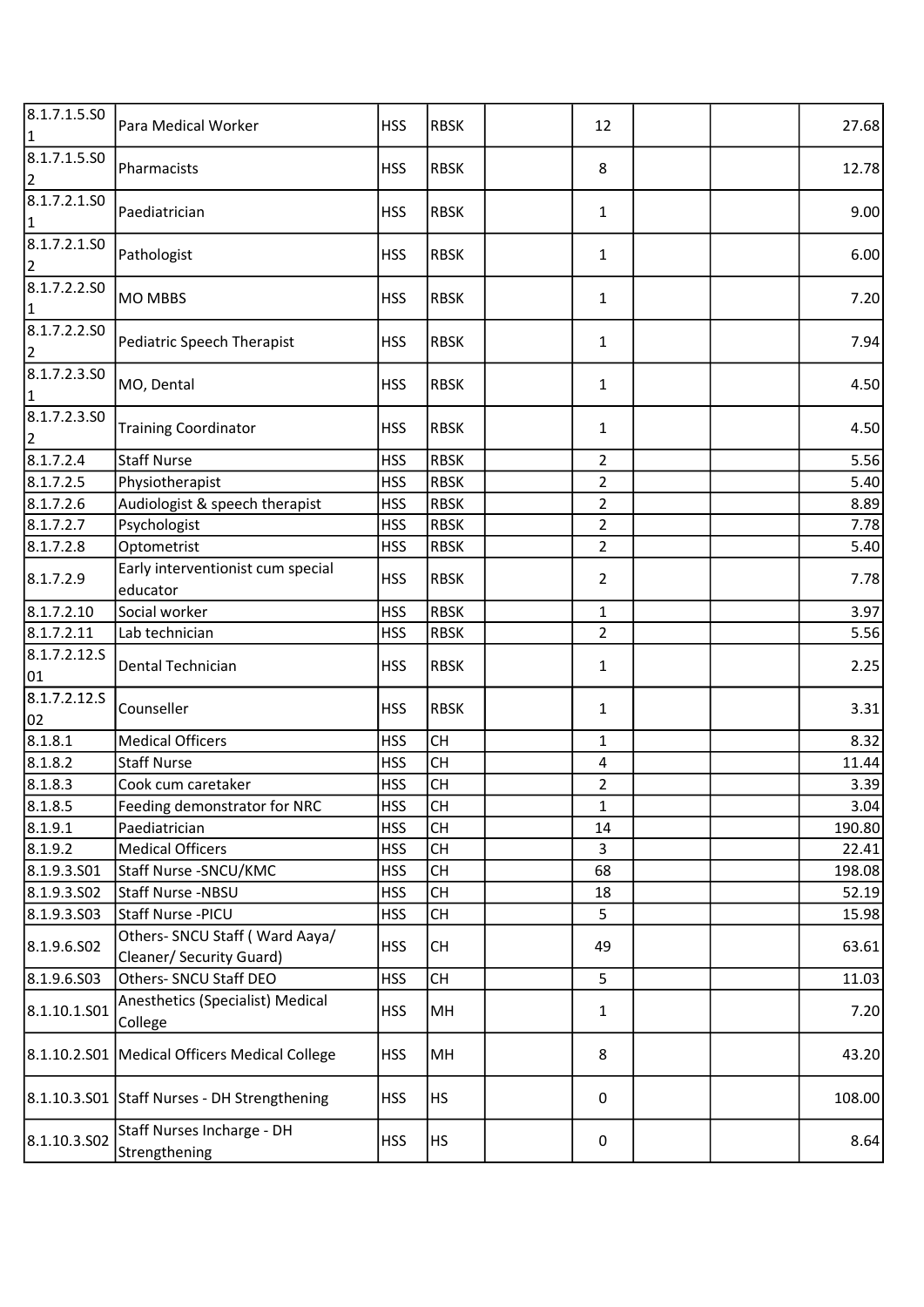| | | | | | | | | |
|---|---|---|---|---|---|---|---|---|
| 8.1.7.1.5.S01 | Para Medical Worker | HSS | RBSK | | 12 | | | 27.68 |
| 8.1.7.1.5.S02 | Pharmacists | HSS | RBSK | | 8 | | | 12.78 |
| 8.1.7.2.1.S01 | Paediatrician | HSS | RBSK | | 1 | | | 9.00 |
| 8.1.7.2.1.S02 | Pathologist | HSS | RBSK | | 1 | | | 6.00 |
| 8.1.7.2.2.S01 | MO MBBS | HSS | RBSK | | 1 | | | 7.20 |
| 8.1.7.2.2.S02 | Pediatric Speech Therapist | HSS | RBSK | | 1 | | | 7.94 |
| 8.1.7.2.3.S01 | MO, Dental | HSS | RBSK | | 1 | | | 4.50 |
| 8.1.7.2.3.S02 | Training Coordinator | HSS | RBSK | | 1 | | | 4.50 |
| 8.1.7.2.4 | Staff Nurse | HSS | RBSK | | 2 | | | 5.56 |
| 8.1.7.2.5 | Physiotherapist | HSS | RBSK | | 2 | | | 5.40 |
| 8.1.7.2.6 | Audiologist & speech therapist | HSS | RBSK | | 2 | | | 8.89 |
| 8.1.7.2.7 | Psychologist | HSS | RBSK | | 2 | | | 7.78 |
| 8.1.7.2.8 | Optometrist | HSS | RBSK | | 2 | | | 5.40 |
| 8.1.7.2.9 | Early interventionist cum special educator | HSS | RBSK | | 2 | | | 7.78 |
| 8.1.7.2.10 | Social worker | HSS | RBSK | | 1 | | | 3.97 |
| 8.1.7.2.11 | Lab technician | HSS | RBSK | | 2 | | | 5.56 |
| 8.1.7.2.12.S01 | Dental Technician | HSS | RBSK | | 1 | | | 2.25 |
| 8.1.7.2.12.S02 | Counseller | HSS | RBSK | | 1 | | | 3.31 |
| 8.1.8.1 | Medical Officers | HSS | CH | | 1 | | | 8.32 |
| 8.1.8.2 | Staff Nurse | HSS | CH | | 4 | | | 11.44 |
| 8.1.8.3 | Cook cum caretaker | HSS | CH | | 2 | | | 3.39 |
| 8.1.8.5 | Feeding demonstrator for NRC | HSS | CH | | 1 | | | 3.04 |
| 8.1.9.1 | Paediatrician | HSS | CH | | 14 | | | 190.80 |
| 8.1.9.2 | Medical Officers | HSS | CH | | 3 | | | 22.41 |
| 8.1.9.3.S01 | Staff Nurse -SNCU/KMC | HSS | CH | | 68 | | | 198.08 |
| 8.1.9.3.S02 | Staff Nurse -NBSU | HSS | CH | | 18 | | | 52.19 |
| 8.1.9.3.S03 | Staff Nurse -PICU | HSS | CH | | 5 | | | 15.98 |
| 8.1.9.6.S02 | Others- SNCU Staff ( Ward Aaya/ Cleaner/ Security Guard) | HSS | CH | | 49 | | | 63.61 |
| 8.1.9.6.S03 | Others- SNCU Staff DEO | HSS | CH | | 5 | | | 11.03 |
| 8.1.10.1.S01 | Anesthetics (Specialist) Medical College | HSS | MH | | 1 | | | 7.20 |
| 8.1.10.2.S01 | Medical Officers Medical College | HSS | MH | | 8 | | | 43.20 |
| 8.1.10.3.S01 | Staff Nurses - DH Strengthening | HSS | HS | | 0 | | | 108.00 |
| 8.1.10.3.S02 | Staff Nurses Incharge - DH Strengthening | HSS | HS | | 0 | | | 8.64 |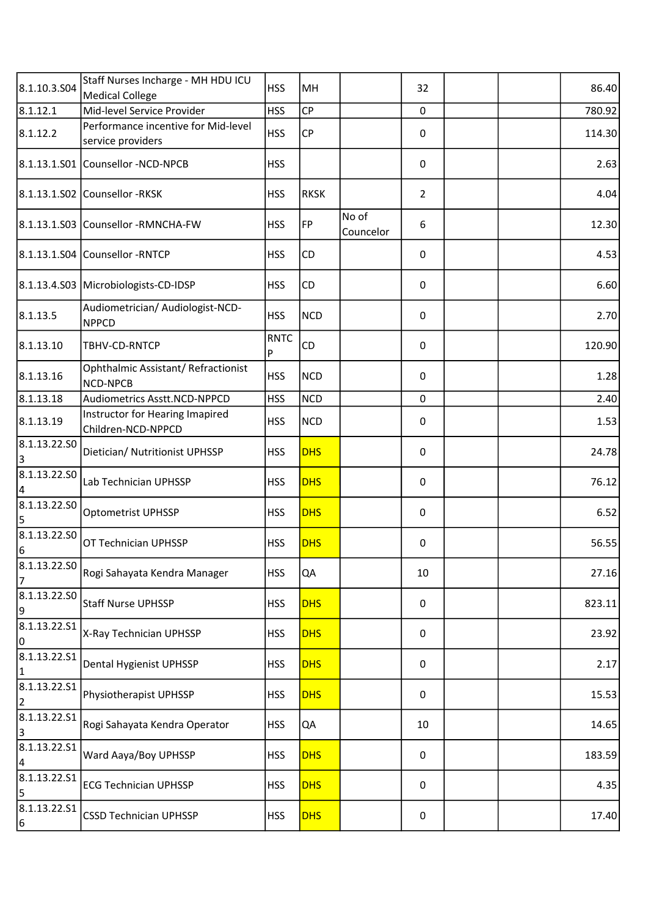| | | | | | | | | |
|---|---|---|---|---|---|---|---|---|
| 8.1.10.3.S04 | Staff Nurses Incharge - MH HDU ICU Medical College | HSS | MH | | 32 | | | 86.40 |
| 8.1.12.1 | Mid-level Service Provider | HSS | CP | | 0 | | | 780.92 |
| 8.1.12.2 | Performance incentive for Mid-level service providers | HSS | CP | | 0 | | | 114.30 |
| 8.1.13.1.S01 | Counsellor -NCD-NPCB | HSS | | | 0 | | | 2.63 |
| 8.1.13.1.S02 | Counsellor -RKSK | HSS | RKSK | | 2 | | | 4.04 |
| 8.1.13.1.S03 | Counsellor -RMNCHA-FW | HSS | FP | No of Councelor | 6 | | | 12.30 |
| 8.1.13.1.S04 | Counsellor -RNTCP | HSS | CD | | 0 | | | 4.53 |
| 8.1.13.4.S03 | Microbiologists-CD-IDSP | HSS | CD | | 0 | | | 6.60 |
| 8.1.13.5 | Audiometrician/ Audiologist-NCD-NPPCD | HSS | NCD | | 0 | | | 2.70 |
| 8.1.13.10 | TBHV-CD-RNTCP | RNTCP | CD | | 0 | | | 120.90 |
| 8.1.13.16 | Ophthalmic Assistant/ Refractionist NCD-NPCB | HSS | NCD | | 0 | | | 1.28 |
| 8.1.13.18 | Audiometrics Asstt.NCD-NPPCD | HSS | NCD | | 0 | | | 2.40 |
| 8.1.13.19 | Instructor for Hearing Imapired Children-NCD-NPPCD | HSS | NCD | | 0 | | | 1.53 |
| 8.1.13.22.S03 | Dietician/ Nutritionist UPHSSP | HSS | DHS | | 0 | | | 24.78 |
| 8.1.13.22.S04 | Lab Technician UPHSSP | HSS | DHS | | 0 | | | 76.12 |
| 8.1.13.22.S05 | Optometrist UPHSSP | HSS | DHS | | 0 | | | 6.52 |
| 8.1.13.22.S06 | OT Technician UPHSSP | HSS | DHS | | 0 | | | 56.55 |
| 8.1.13.22.S07 | Rogi Sahayata Kendra Manager | HSS | QA | | 10 | | | 27.16 |
| 8.1.13.22.S09 | Staff Nurse UPHSSP | HSS | DHS | | 0 | | | 823.11 |
| 8.1.13.22.S10 | X-Ray Technician UPHSSP | HSS | DHS | | 0 | | | 23.92 |
| 8.1.13.22.S11 | Dental Hygienist UPHSSP | HSS | DHS | | 0 | | | 2.17 |
| 8.1.13.22.S12 | Physiotherapist UPHSSP | HSS | DHS | | 0 | | | 15.53 |
| 8.1.13.22.S13 | Rogi Sahayata Kendra Operator | HSS | QA | | 10 | | | 14.65 |
| 8.1.13.22.S14 | Ward Aaya/Boy UPHSSP | HSS | DHS | | 0 | | | 183.59 |
| 8.1.13.22.S15 | ECG Technician UPHSSP | HSS | DHS | | 0 | | | 4.35 |
| 8.1.13.22.S16 | CSSD Technician UPHSSP | HSS | DHS | | 0 | | | 17.40 |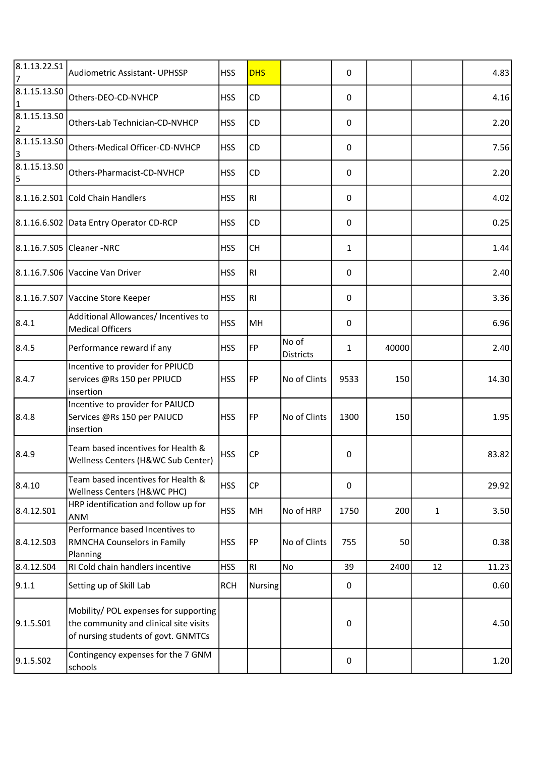| | | | | | | | | |
|---|---|---|---|---|---|---|---|---|
| 8.1.13.22.S17 | Audiometric Assistant- UPHSSP | HSS | DHS | | 0 | | | 4.83 |
| 8.1.15.13.S01 | Others-DEO-CD-NVHCP | HSS | CD | | 0 | | | 4.16 |
| 8.1.15.13.S02 | Others-Lab Technician-CD-NVHCP | HSS | CD | | 0 | | | 2.20 |
| 8.1.15.13.S03 | Others-Medical Officer-CD-NVHCP | HSS | CD | | 0 | | | 7.56 |
| 8.1.15.13.S05 | Others-Pharmacist-CD-NVHCP | HSS | CD | | 0 | | | 2.20 |
| 8.1.16.2.S01 | Cold Chain Handlers | HSS | RI | | 0 | | | 4.02 |
| 8.1.16.6.S02 | Data Entry Operator CD-RCP | HSS | CD | | 0 | | | 0.25 |
| 8.1.16.7.S05 | Cleaner -NRC | HSS | CH | | 1 | | | 1.44 |
| 8.1.16.7.S06 | Vaccine Van Driver | HSS | RI | | 0 | | | 2.40 |
| 8.1.16.7.S07 | Vaccine Store Keeper | HSS | RI | | 0 | | | 3.36 |
| 8.4.1 | Additional Allowances/ Incentives to Medical Officers | HSS | MH | | 0 | | | 6.96 |
| 8.4.5 | Performance reward if any | HSS | FP | No of Districts | 1 | 40000 | | 2.40 |
| 8.4.7 | Incentive to provider for PPIUCD services @Rs 150 per PPIUCD insertion | HSS | FP | No of Clints | 9533 | 150 | | 14.30 |
| 8.4.8 | Incentive to provider for PAIUCD Services @Rs 150 per PAIUCD insertion | HSS | FP | No of Clints | 1300 | 150 | | 1.95 |
| 8.4.9 | Team based incentives for Health & Wellness Centers (H&WC Sub Center) | HSS | CP | | 0 | | | 83.82 |
| 8.4.10 | Team based incentives for Health & Wellness Centers (H&WC PHC) | HSS | CP | | 0 | | | 29.92 |
| 8.4.12.S01 | HRP identification and follow up for ANM | HSS | MH | No of HRP | 1750 | 200 | 1 | 3.50 |
| 8.4.12.S03 | Performance based Incentives to RMNCHA Counselors in Family Planning | HSS | FP | No of Clints | 755 | 50 | | 0.38 |
| 8.4.12.S04 | RI Cold chain handlers incentive | HSS | RI | No | 39 | 2400 | 12 | 11.23 |
| 9.1.1 | Setting up of Skill Lab | RCH | Nursing | | 0 | | | 0.60 |
| 9.1.5.S01 | Mobility/ POL expenses for supporting the community and clinical site visits of nursing students of govt. GNMTCs | | | | 0 | | | 4.50 |
| 9.1.5.S02 | Contingency expenses for the 7 GNM schools | | | | 0 | | | 1.20 |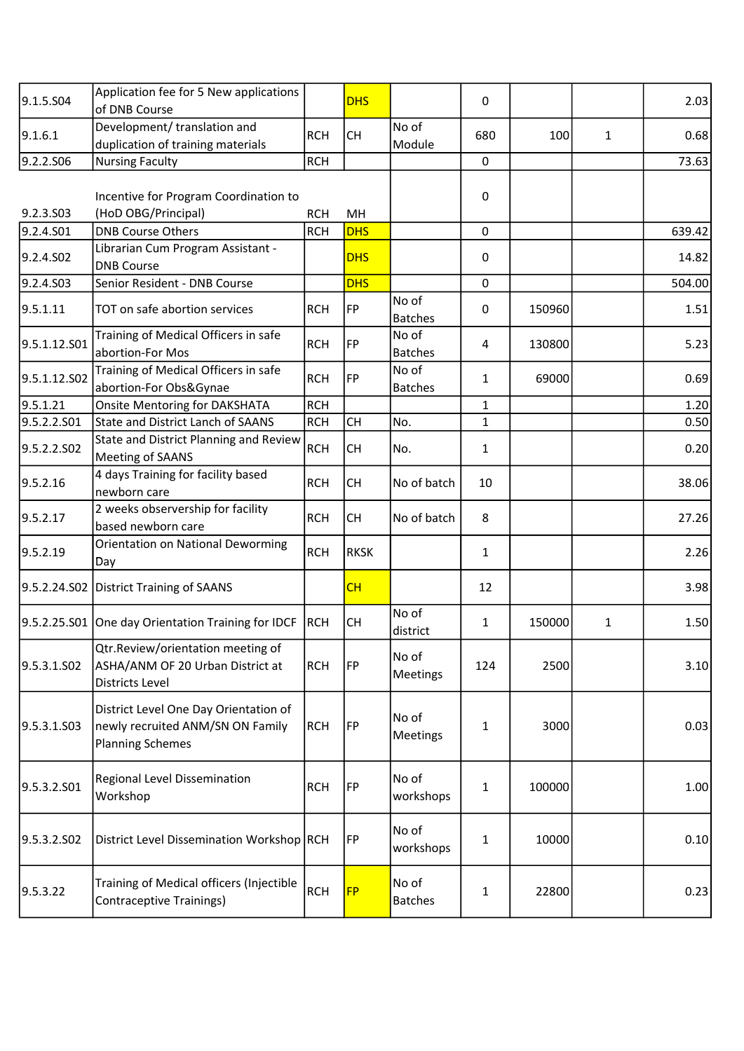| 9.1.5.S04 | Application fee for 5 New applications of DNB Course | | DHS | | 0 | | | 2.03 |
|---|---|---|---|---|---|---|---|---|
| 9.1.6.1 | Development/ translation and duplication of training materials | RCH | CH | No of Module | 680 | 100 | 1 | 0.68 |
| 9.2.2.S06 | Nursing Faculty | RCH | | | 0 | | | 73.63 |
| 9.2.3.S03 | Incentive for Program Coordination to (HoD OBG/Principal) | RCH | MH | | 0 | | | |
| 9.2.4.S01 | DNB Course Others | RCH | DHS | | 0 | | | 639.42 |
| 9.2.4.S02 | Librarian Cum Program Assistant - DNB Course | | DHS | | 0 | | | 14.82 |
| 9.2.4.S03 | Senior Resident - DNB Course | | DHS | | 0 | | | 504.00 |
| 9.5.1.11 | TOT on safe abortion services | RCH | FP | No of Batches | 0 | 150960 | | 1.51 |
| 9.5.1.12.S01 | Training of Medical Officers in safe abortion-For Mos | RCH | FP | No of Batches | 4 | 130800 | | 5.23 |
| 9.5.1.12.S02 | Training of Medical Officers in safe abortion-For Obs&Gynae | RCH | FP | No of Batches | 1 | 69000 | | 0.69 |
| 9.5.1.21 | Onsite Mentoring for DAKSHATA | RCH | | | 1 | | | 1.20 |
| 9.5.2.2.S01 | State and District Lanch of SAANS | RCH | CH | No. | 1 | | | 0.50 |
| 9.5.2.2.S02 | State and District Planning and Review Meeting of SAANS | RCH | CH | No. | 1 | | | 0.20 |
| 9.5.2.16 | 4 days Training for facility based newborn care | RCH | CH | No of batch | 10 | | | 38.06 |
| 9.5.2.17 | 2 weeks observership for facility based newborn care | RCH | CH | No of batch | 8 | | | 27.26 |
| 9.5.2.19 | Orientation on National Deworming Day | RCH | RKSK | | 1 | | | 2.26 |
| 9.5.2.24.S02 | District Training of SAANS | | CH | | 12 | | | 3.98 |
| 9.5.2.25.S01 | One day Orientation Training for IDCF | RCH | CH | No of district | 1 | 150000 | 1 | 1.50 |
| 9.5.3.1.S02 | Qtr.Review/orientation meeting of ASHA/ANM OF 20 Urban District at Districts Level | RCH | FP | No of Meetings | 124 | 2500 | | 3.10 |
| 9.5.3.1.S03 | District Level One Day Orientation of newly recruited ANM/SN ON Family Planning Schemes | RCH | FP | No of Meetings | 1 | 3000 | | 0.03 |
| 9.5.3.2.S01 | Regional Level Dissemination Workshop | RCH | FP | No of workshops | 1 | 100000 | | 1.00 |
| 9.5.3.2.S02 | District Level Dissemination Workshop | RCH | FP | No of workshops | 1 | 10000 | | 0.10 |
| 9.5.3.22 | Training of Medical officers (Injectible Contraceptive Trainings) | RCH | FP | No of Batches | 1 | 22800 | | 0.23 |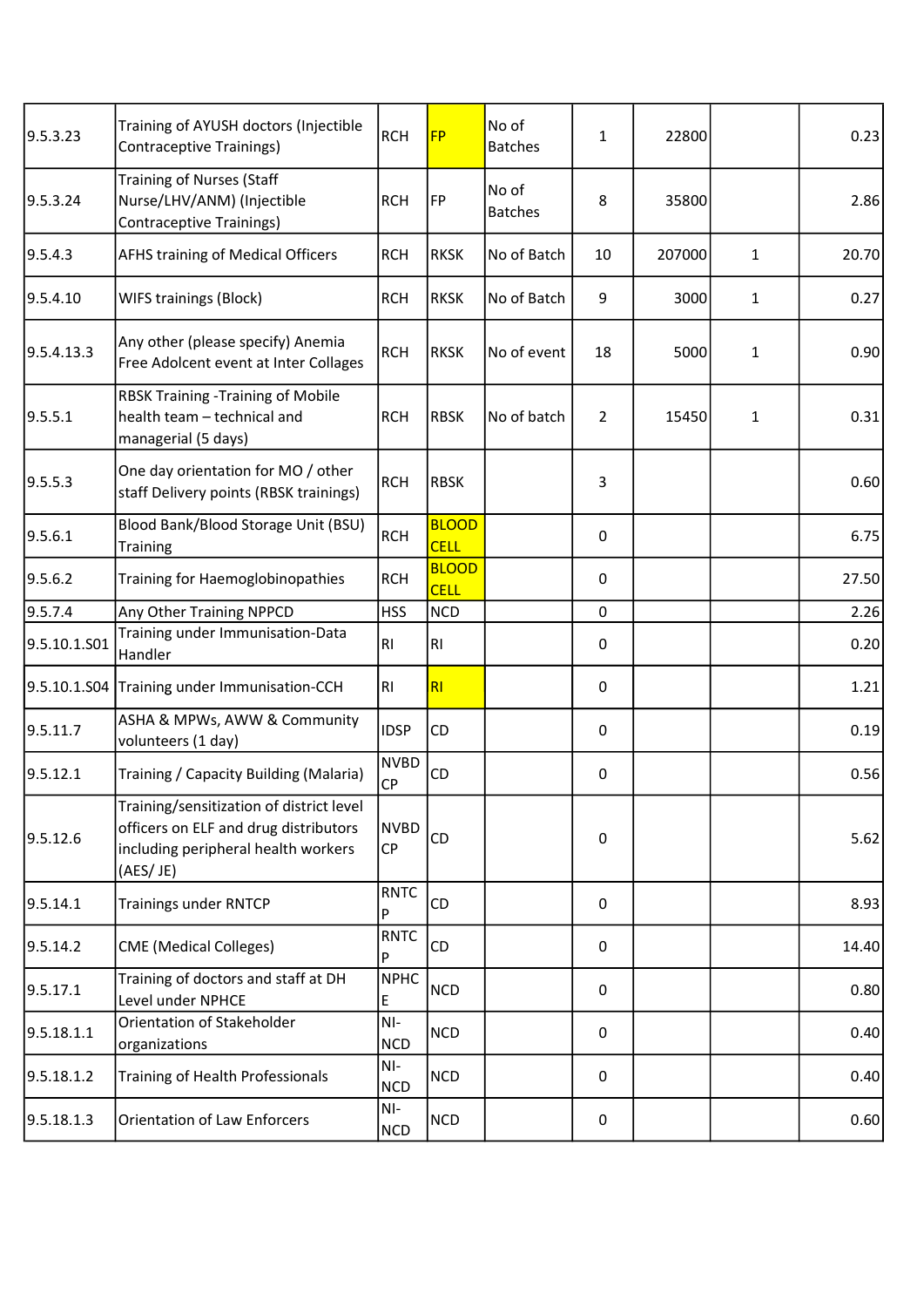| | | | | | | | | |
|---|---|---|---|---|---|---|---|---|
| 9.5.3.23 | Training of AYUSH doctors (Injectible Contraceptive Trainings) | RCH | FP | No of Batches | 1 | 22800 | | 0.23 |
| 9.5.3.24 | Training of Nurses (Staff Nurse/LHV/ANM) (Injectible Contraceptive Trainings) | RCH | FP | No of Batches | 8 | 35800 | | 2.86 |
| 9.5.4.3 | AFHS training of Medical Officers | RCH | RKSK | No of Batch | 10 | 207000 | 1 | 20.70 |
| 9.5.4.10 | WIFS trainings (Block) | RCH | RKSK | No of Batch | 9 | 3000 | 1 | 0.27 |
| 9.5.4.13.3 | Any other (please specify) Anemia Free Adolcent event at Inter Collages | RCH | RKSK | No of event | 18 | 5000 | 1 | 0.90 |
| 9.5.5.1 | RBSK Training -Training of Mobile health team – technical and managerial (5 days) | RCH | RBSK | No of batch | 2 | 15450 | 1 | 0.31 |
| 9.5.5.3 | One day orientation for MO / other staff Delivery points (RBSK trainings) | RCH | RBSK | | 3 | | | 0.60 |
| 9.5.6.1 | Blood Bank/Blood Storage Unit (BSU) Training | RCH | BLOOD CELL | | 0 | | | 6.75 |
| 9.5.6.2 | Training for Haemoglobinopathies | RCH | BLOOD CELL | | 0 | | | 27.50 |
| 9.5.7.4 | Any Other Training NPPCD | HSS | NCD | | 0 | | | 2.26 |
| 9.5.10.1.S01 | Training under Immunisation-Data Handler | RI | RI | | 0 | | | 0.20 |
| 9.5.10.1.S04 | Training under Immunisation-CCH | RI | RI | | 0 | | | 1.21 |
| 9.5.11.7 | ASHA & MPWs, AWW & Community volunteers (1 day) | IDSP | CD | | 0 | | | 0.19 |
| 9.5.12.1 | Training / Capacity Building (Malaria) | NVBDCP | CD | | 0 | | | 0.56 |
| 9.5.12.6 | Training/sensitization of district level officers on ELF and drug distributors including peripheral health workers (AES/ JE) | NVBDCP | CD | | 0 | | | 5.62 |
| 9.5.14.1 | Trainings under RNTCP | RNTCP | CD | | 0 | | | 8.93 |
| 9.5.14.2 | CME (Medical Colleges) | RNTCP | CD | | 0 | | | 14.40 |
| 9.5.17.1 | Training of doctors and staff at DH Level under NPHCE | NPHCE | NCD | | 0 | | | 0.80 |
| 9.5.18.1.1 | Orientation of Stakeholder organizations | NI-NCD | NCD | | 0 | | | 0.40 |
| 9.5.18.1.2 | Training of Health Professionals | NI-NCD | NCD | | 0 | | | 0.40 |
| 9.5.18.1.3 | Orientation of Law Enforcers | NI-NCD | NCD | | 0 | | | 0.60 |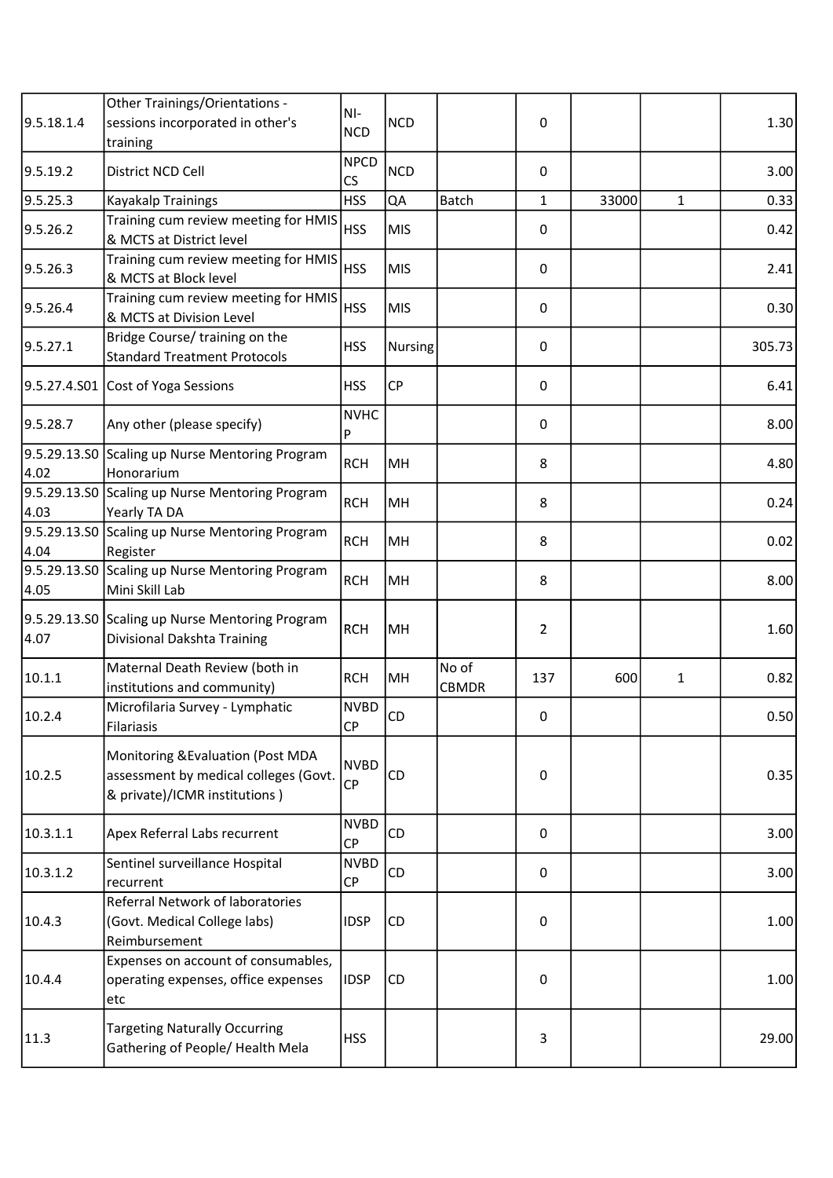| | | | | | | | | |
|---|---|---|---|---|---|---|---|---|
| 9.5.18.1.4 | Other Trainings/Orientations - sessions incorporated in other's training | NI-NCD | NCD | | 0 | | | 1.30 |
| 9.5.19.2 | District NCD Cell | NPCD CS | NCD | | 0 | | | 3.00 |
| 9.5.25.3 | Kayakalp Trainings | HSS | QA | Batch | 1 | 33000 | 1 | 0.33 |
| 9.5.26.2 | Training cum review meeting for HMIS & MCTS at District level | HSS | MIS | | 0 | | | 0.42 |
| 9.5.26.3 | Training cum review meeting for HMIS & MCTS at Block level | HSS | MIS | | 0 | | | 2.41 |
| 9.5.26.4 | Training cum review meeting for HMIS & MCTS at Division Level | HSS | MIS | | 0 | | | 0.30 |
| 9.5.27.1 | Bridge Course/ training on the Standard Treatment Protocols | HSS | Nursing | | 0 | | | 305.73 |
| 9.5.27.4.S01 | Cost of Yoga Sessions | HSS | CP | | 0 | | | 6.41 |
| 9.5.28.7 | Any other (please specify) | NVHCP | | | 0 | | | 8.00 |
| 9.5.29.13.S04.02 | Scaling up Nurse Mentoring Program Honorarium | RCH | MH | | 8 | | | 4.80 |
| 9.5.29.13.S04.03 | Scaling up Nurse Mentoring Program Yearly TA DA | RCH | MH | | 8 | | | 0.24 |
| 9.5.29.13.S04.04 | Scaling up Nurse Mentoring Program Register | RCH | MH | | 8 | | | 0.02 |
| 9.5.29.13.S04.05 | Scaling up Nurse Mentoring Program Mini Skill Lab | RCH | MH | | 8 | | | 8.00 |
| 9.5.29.13.S04.07 | Scaling up Nurse Mentoring Program Divisional Dakshta Training | RCH | MH | | 2 | | | 1.60 |
| 10.1.1 | Maternal Death Review (both in institutions and community) | RCH | MH | No of CBMDR | 137 | 600 | 1 | 0.82 |
| 10.2.4 | Microfilaria Survey - Lymphatic Filariasis | NVBDCP | CD | | 0 | | | 0.50 |
| 10.2.5 | Monitoring &Evaluation (Post MDA assessment by medical colleges (Govt. & private)/ICMR institutions ) | NVBDCP | CD | | 0 | | | 0.35 |
| 10.3.1.1 | Apex Referral Labs recurrent | NVBDCP | CD | | 0 | | | 3.00 |
| 10.3.1.2 | Sentinel surveillance Hospital recurrent | NVBDCP | CD | | 0 | | | 3.00 |
| 10.4.3 | Referral Network of laboratories (Govt. Medical College labs) Reimbursement | IDSP | CD | | 0 | | | 1.00 |
| 10.4.4 | Expenses on account of consumables, operating expenses, office expenses etc | IDSP | CD | | 0 | | | 1.00 |
| 11.3 | Targeting Naturally Occurring Gathering of People/ Health Mela | HSS | | | 3 | | | 29.00 |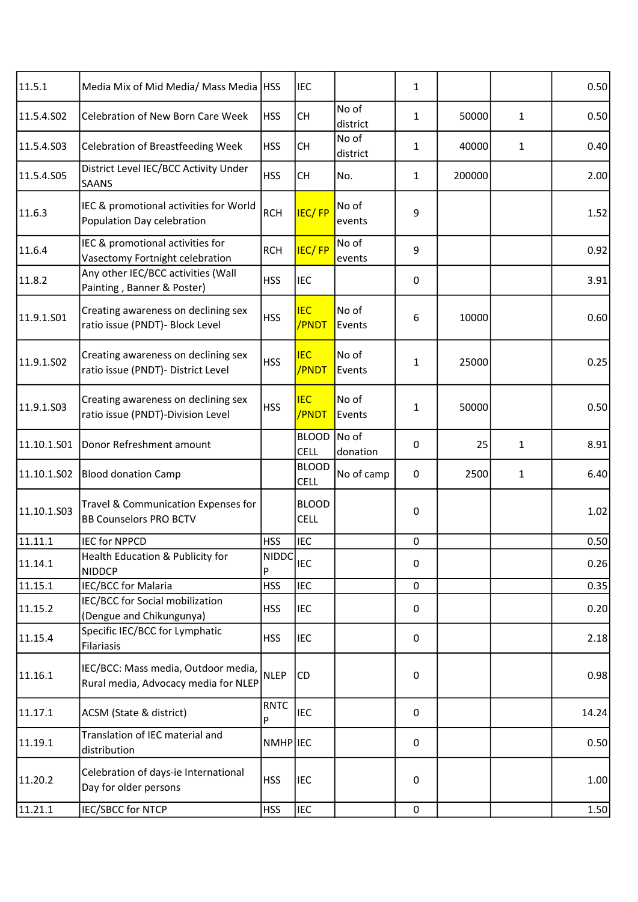| | | | | | | | | |
|---|---|---|---|---|---|---|---|---|
| 11.5.1 | Media Mix of Mid Media/ Mass Media | HSS | IEC | | 1 | | | 0.50 |
| 11.5.4.S02 | Celebration of New Born Care Week | HSS | CH | No of district | 1 | 50000 | 1 | 0.50 |
| 11.5.4.S03 | Celebration of Breastfeeding Week | HSS | CH | No of district | 1 | 40000 | 1 | 0.40 |
| 11.5.4.S05 | District Level IEC/BCC Activity Under SAANS | HSS | CH | No. | 1 | 200000 | | 2.00 |
| 11.6.3 | IEC & promotional activities for World Population Day celebration | RCH | IEC/ FP | No of events | 9 | | | 1.52 |
| 11.6.4 | IEC & promotional activities for Vasectomy Fortnight celebration | RCH | IEC/ FP | No of events | 9 | | | 0.92 |
| 11.8.2 | Any other IEC/BCC activities (Wall Painting , Banner & Poster) | HSS | IEC | | 0 | | | 3.91 |
| 11.9.1.S01 | Creating awareness on declining sex ratio issue (PNDT)- Block Level | HSS | IEC /PNDT | No of Events | 6 | 10000 | | 0.60 |
| 11.9.1.S02 | Creating awareness on declining sex ratio issue (PNDT)- District Level | HSS | IEC /PNDT | No of Events | 1 | 25000 | | 0.25 |
| 11.9.1.S03 | Creating awareness on declining sex ratio issue (PNDT)-Division Level | HSS | IEC /PNDT | No of Events | 1 | 50000 | | 0.50 |
| 11.10.1.S01 | Donor Refreshment amount | | BLOOD CELL | No of donation | 0 | 25 | 1 | 8.91 |
| 11.10.1.S02 | Blood donation Camp | | BLOOD CELL | No of camp | 0 | 2500 | 1 | 6.40 |
| 11.10.1.S03 | Travel & Communication Expenses for BB Counselors PRO BCTV | | BLOOD CELL | | 0 | | | 1.02 |
| 11.11.1 | IEC for NPPCD | HSS | IEC | | 0 | | | 0.50 |
| 11.14.1 | Health Education & Publicity for NIDDCP | NIDDCP | IEC | | 0 | | | 0.26 |
| 11.15.1 | IEC/BCC for Malaria | HSS | IEC | | 0 | | | 0.35 |
| 11.15.2 | IEC/BCC for Social mobilization (Dengue and Chikungunya) | HSS | IEC | | 0 | | | 0.20 |
| 11.15.4 | Specific IEC/BCC for Lymphatic Filariasis | HSS | IEC | | 0 | | | 2.18 |
| 11.16.1 | IEC/BCC: Mass media, Outdoor media, Rural media, Advocacy media for NLEP | NLEP | CD | | 0 | | | 0.98 |
| 11.17.1 | ACSM (State & district) | RNTCP | IEC | | 0 | | | 14.24 |
| 11.19.1 | Translation of IEC material and distribution | NMHP | IEC | | 0 | | | 0.50 |
| 11.20.2 | Celebration of days-ie International Day for older persons | HSS | IEC | | 0 | | | 1.00 |
| 11.21.1 | IEC/SBCC for NTCP | HSS | IEC | | 0 | | | 1.50 |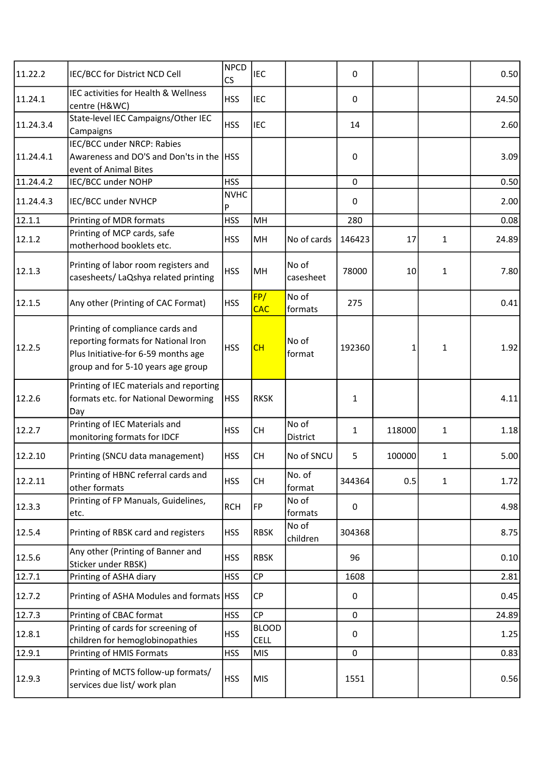| | | | | | | | | |
|---|---|---|---|---|---|---|---|---|
| 11.22.2 | IEC/BCC for District NCD Cell | NPCD CS | IEC | | 0 | | | 0.50 |
| 11.24.1 | IEC activities for Health & Wellness centre (H&WC) | HSS | IEC | | 0 | | | 24.50 |
| 11.24.3.4 | State-level IEC Campaigns/Other IEC Campaigns | HSS | IEC | | 14 | | | 2.60 |
| 11.24.4.1 | IEC/BCC under NRCP: Rabies Awareness and DO'S and Don'ts in the event of Animal Bites | HSS | | | 0 | | | 3.09 |
| 11.24.4.2 | IEC/BCC under NOHP | HSS | | | 0 | | | 0.50 |
| 11.24.4.3 | IEC/BCC under NVHCP | NVHCP | | | 0 | | | 2.00 |
| 12.1.1 | Printing of MDR formats | HSS | MH | | 280 | | | 0.08 |
| 12.1.2 | Printing of MCP cards, safe motherhood booklets etc. | HSS | MH | No of cards | 146423 | 17 | 1 | 24.89 |
| 12.1.3 | Printing of labor room registers and casesheets/ LaQshya related printing | HSS | MH | No of casesheet | 78000 | 10 | 1 | 7.80 |
| 12.1.5 | Any other (Printing of CAC Format) | HSS | FP/ CAC | No of formats | 275 | | | 0.41 |
| 12.2.5 | Printing of compliance cards and reporting formats for National Iron Plus Initiative-for 6-59 months age group and for 5-10 years age group | HSS | CH | No of format | 192360 | 1 | 1 | 1.92 |
| 12.2.6 | Printing of IEC materials and reporting formats etc. for National Deworming Day | HSS | RKSK | | 1 | | | 4.11 |
| 12.2.7 | Printing of IEC Materials and monitoring formats for IDCF | HSS | CH | No of District | 1 | 118000 | 1 | 1.18 |
| 12.2.10 | Printing (SNCU data management) | HSS | CH | No of SNCU | 5 | 100000 | 1 | 5.00 |
| 12.2.11 | Printing of HBNC referral cards and other formats | HSS | CH | No. of format | 344364 | 0.5 | 1 | 1.72 |
| 12.3.3 | Printing of FP Manuals, Guidelines, etc. | RCH | FP | No of formats | 0 | | | 4.98 |
| 12.5.4 | Printing of RBSK card and registers | HSS | RBSK | No of children | 304368 | | | 8.75 |
| 12.5.6 | Any other (Printing of Banner and Sticker under RBSK) | HSS | RBSK | | 96 | | | 0.10 |
| 12.7.1 | Printing of ASHA diary | HSS | CP | | 1608 | | | 2.81 |
| 12.7.2 | Printing of ASHA Modules and formats | HSS | CP | | 0 | | | 0.45 |
| 12.7.3 | Printing of CBAC format | HSS | CP | | 0 | | | 24.89 |
| 12.8.1 | Printing of cards for screening of children for hemoglobinopathies | HSS | BLOOD CELL | | 0 | | | 1.25 |
| 12.9.1 | Printing of HMIS Formats | HSS | MIS | | 0 | | | 0.83 |
| 12.9.3 | Printing of MCTS follow-up formats/ services due list/ work plan | HSS | MIS | | 1551 | | | 0.56 |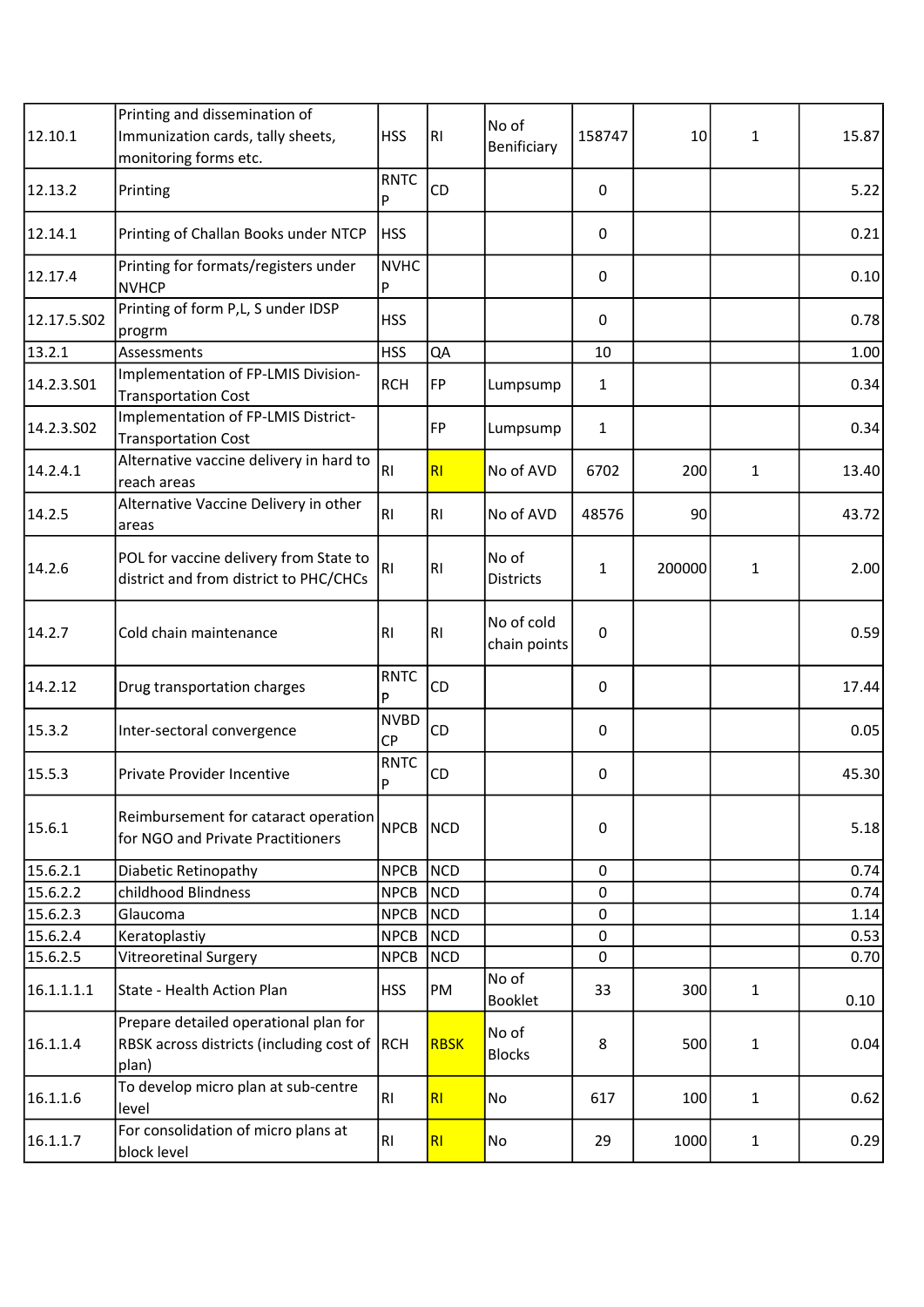| | | | | | | | | |
|---|---|---|---|---|---|---|---|---|
| 12.10.1 | Printing and dissemination of Immunization cards, tally sheets, monitoring forms etc. | HSS | RI | No of Benificiary | 158747 | 10 | 1 | 15.87 |
| 12.13.2 | Printing | RNTCP | CD | | 0 | | | 5.22 |
| 12.14.1 | Printing of Challan Books under NTCP | HSS | | | 0 | | | 0.21 |
| 12.17.4 | Printing for formats/registers under NVHCP | NVHCP | | | 0 | | | 0.10 |
| 12.17.5.S02 | Printing of form P,L, S under IDSP progrm | HSS | | | 0 | | | 0.78 |
| 13.2.1 | Assessments | HSS | QA | | 10 | | | 1.00 |
| 14.2.3.S01 | Implementation of FP-LMIS Division-Transportation Cost | RCH | FP | Lumpsump | 1 | | | 0.34 |
| 14.2.3.S02 | Implementation of FP-LMIS District-Transportation Cost | | FP | Lumpsump | 1 | | | 0.34 |
| 14.2.4.1 | Alternative vaccine delivery in hard to reach areas | RI | RI | No of AVD | 6702 | 200 | 1 | 13.40 |
| 14.2.5 | Alternative Vaccine Delivery in other areas | RI | RI | No of AVD | 48576 | 90 | | 43.72 |
| 14.2.6 | POL for vaccine delivery from State to district and from district to PHC/CHCs | RI | RI | No of Districts | 1 | 200000 | 1 | 2.00 |
| 14.2.7 | Cold chain maintenance | RI | RI | No of cold chain points | 0 | | | 0.59 |
| 14.2.12 | Drug transportation charges | RNTCP | CD | | 0 | | | 17.44 |
| 15.3.2 | Inter-sectoral convergence | NVBDCP | CD | | 0 | | | 0.05 |
| 15.5.3 | Private Provider Incentive | RNTCP | CD | | 0 | | | 45.30 |
| 15.6.1 | Reimbursement for cataract operation for NGO and Private Practitioners | NPCB | NCD | | 0 | | | 5.18 |
| 15.6.2.1 | Diabetic Retinopathy | NPCB | NCD | | 0 | | | 0.74 |
| 15.6.2.2 | childhood Blindness | NPCB | NCD | | 0 | | | 0.74 |
| 15.6.2.3 | Glaucoma | NPCB | NCD | | 0 | | | 1.14 |
| 15.6.2.4 | Keratoplastiy | NPCB | NCD | | 0 | | | 0.53 |
| 15.6.2.5 | Vitreoretinal Surgery | NPCB | NCD | | 0 | | | 0.70 |
| 16.1.1.1.1 | State - Health Action Plan | HSS | PM | No of Booklet | 33 | 300 | 1 | 0.10 |
| 16.1.1.4 | Prepare detailed operational plan for RBSK across districts (including cost of plan) | RCH | RBSK | No of Blocks | 8 | 500 | 1 | 0.04 |
| 16.1.1.6 | To develop micro plan at sub-centre level | RI | RI | No | 617 | 100 | 1 | 0.62 |
| 16.1.1.7 | For consolidation of micro plans at block level | RI | RI | No | 29 | 1000 | 1 | 0.29 |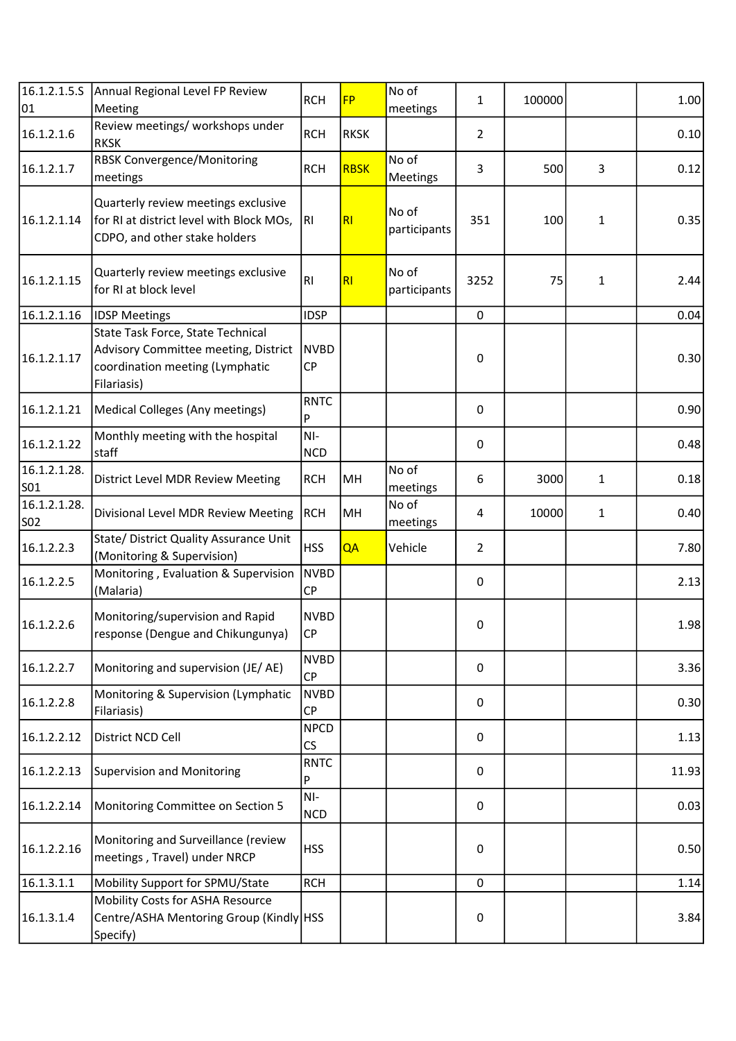| 16.1.2.1.5.S01 | Annual Regional Level FP Review Meeting | RCH | FP | No of meetings | 1 | 100000 | | 1.00 |
|---|---|---|---|---|---|---|---|---|
| 16.1.2.1.6 | Review meetings/ workshops under RKSK | RCH | RKSK | | 2 | | | 0.10 |
| 16.1.2.1.7 | RBSK Convergence/Monitoring meetings | RCH | RBSK | No of Meetings | 3 | 500 | 3 | 0.12 |
| 16.1.2.1.14 | Quarterly review meetings exclusive for RI at district level with Block MOs, CDPO, and other stake holders | RI | RI | No of participants | 351 | 100 | 1 | 0.35 |
| 16.1.2.1.15 | Quarterly review meetings exclusive for RI at block level | RI | RI | No of participants | 3252 | 75 | 1 | 2.44 |
| 16.1.2.1.16 | IDSP Meetings | IDSP | | | 0 | | | 0.04 |
| 16.1.2.1.17 | State Task Force, State Technical Advisory Committee meeting, District coordination meeting (Lymphatic Filariasis) | NVBDCP | | | 0 | | | 0.30 |
| 16.1.2.1.21 | Medical Colleges (Any meetings) | RNTCP | | | 0 | | | 0.90 |
| 16.1.2.1.22 | Monthly meeting with the hospital staff | NI-NCD | | | 0 | | | 0.48 |
| 16.1.2.1.28.S01 | District Level MDR Review Meeting | RCH | MH | No of meetings | 6 | 3000 | 1 | 0.18 |
| 16.1.2.1.28.S02 | Divisional Level MDR Review Meeting | RCH | MH | No of meetings | 4 | 10000 | 1 | 0.40 |
| 16.1.2.2.3 | State/ District Quality Assurance Unit (Monitoring & Supervision) | HSS | QA | Vehicle | 2 | | | 7.80 |
| 16.1.2.2.5 | Monitoring , Evaluation & Supervision (Malaria) | NVBDCP | | | 0 | | | 2.13 |
| 16.1.2.2.6 | Monitoring/supervision and Rapid response (Dengue and Chikungunya) | NVBDCP | | | 0 | | | 1.98 |
| 16.1.2.2.7 | Monitoring and supervision (JE/ AE) | NVBDCP | | | 0 | | | 3.36 |
| 16.1.2.2.8 | Monitoring & Supervision (Lymphatic Filariasis) | NVBDCP | | | 0 | | | 0.30 |
| 16.1.2.2.12 | District NCD Cell | NPCDCS | | | 0 | | | 1.13 |
| 16.1.2.2.13 | Supervision and Monitoring | RNTCP | | | 0 | | | 11.93 |
| 16.1.2.2.14 | Monitoring Committee on Section 5 | NI-NCD | | | 0 | | | 0.03 |
| 16.1.2.2.16 | Monitoring and Surveillance (review meetings , Travel) under NRCP | HSS | | | 0 | | | 0.50 |
| 16.1.3.1.1 | Mobility Support for SPMU/State | RCH | | | 0 | | | 1.14 |
| 16.1.3.1.4 | Mobility Costs for ASHA Resource Centre/ASHA Mentoring Group (Kindly Specify) | HSS | | | 0 | | | 3.84 |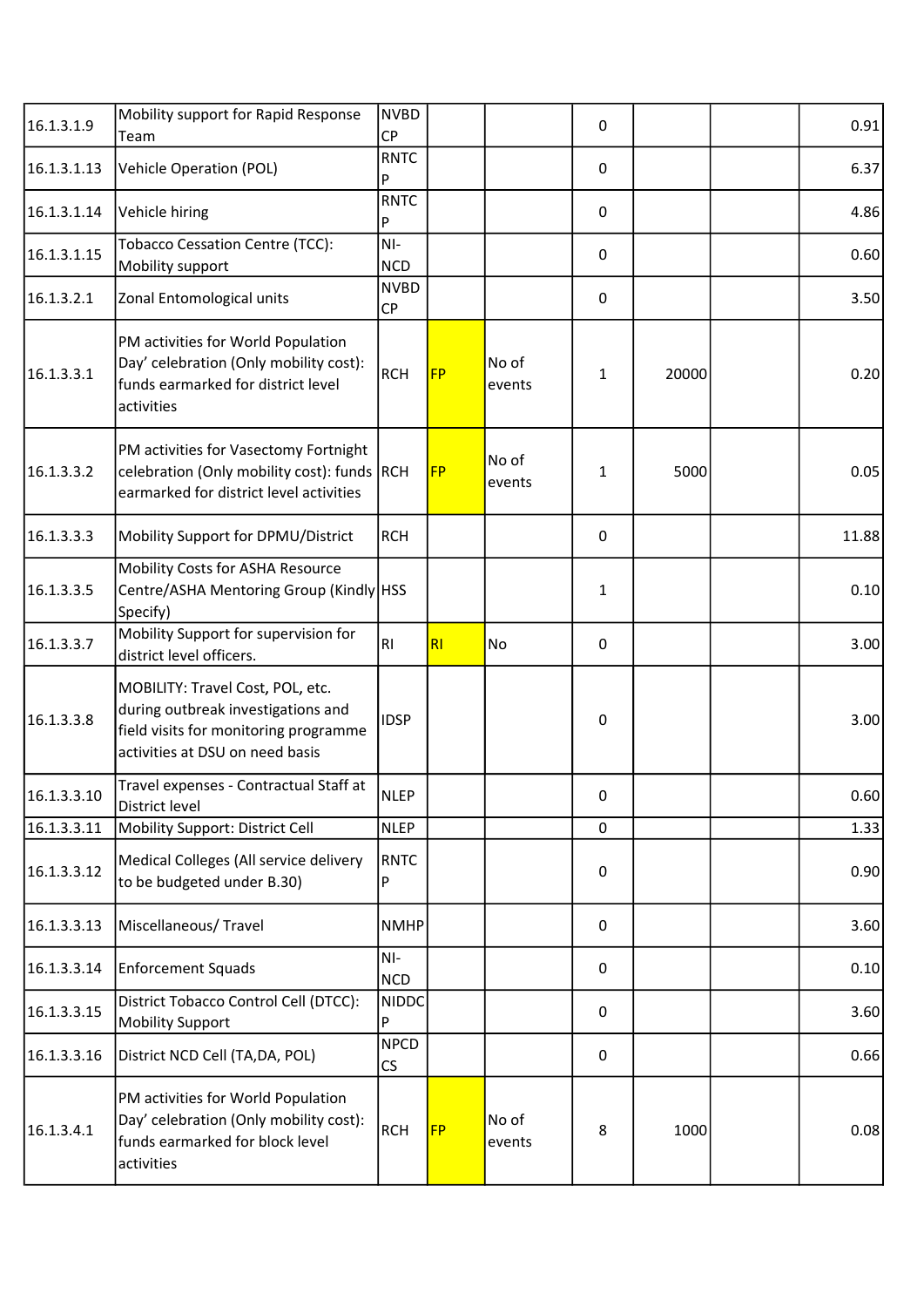| | | | | | | | | |
|---|---|---|---|---|---|---|---|---|
| 16.1.3.1.9 | Mobility support for Rapid Response Team | NVBDCP | | | 0 | | | 0.91 |
| 16.1.3.1.13 | Vehicle Operation (POL) | RNTCP | | | 0 | | | 6.37 |
| 16.1.3.1.14 | Vehicle hiring | RNTCP | | | 0 | | | 4.86 |
| 16.1.3.1.15 | Tobacco Cessation Centre (TCC): Mobility support | NI-NCD | | | 0 | | | 0.60 |
| 16.1.3.2.1 | Zonal Entomological units | NVBDCP | | | 0 | | | 3.50 |
| 16.1.3.3.1 | PM activities for World Population Day' celebration (Only mobility cost): funds earmarked for district level activities | RCH | FP | No of events | 1 | 20000 | | 0.20 |
| 16.1.3.3.2 | PM activities for Vasectomy Fortnight celebration (Only mobility cost): funds earmarked for district level activities | RCH | FP | No of events | 1 | 5000 | | 0.05 |
| 16.1.3.3.3 | Mobility Support for DPMU/District | RCH | | | 0 | | | 11.88 |
| 16.1.3.3.5 | Mobility Costs for ASHA Resource Centre/ASHA Mentoring Group (Kindly Specify) | HSS | | | 1 | | | 0.10 |
| 16.1.3.3.7 | Mobility Support for supervision for district level officers. | RI | RI | No | 0 | | | 3.00 |
| 16.1.3.3.8 | MOBILITY: Travel Cost, POL, etc. during outbreak investigations and field visits for monitoring programme activities at DSU on need basis | IDSP | | | 0 | | | 3.00 |
| 16.1.3.3.10 | Travel expenses - Contractual Staff at District level | NLEP | | | 0 | | | 0.60 |
| 16.1.3.3.11 | Mobility Support: District Cell | NLEP | | | 0 | | | 1.33 |
| 16.1.3.3.12 | Medical Colleges (All service delivery to be budgeted under B.30) | RNTCP | | | 0 | | | 0.90 |
| 16.1.3.3.13 | Miscellaneous/ Travel | NMHP | | | 0 | | | 3.60 |
| 16.1.3.3.14 | Enforcement Squads | NI-NCD | | | 0 | | | 0.10 |
| 16.1.3.3.15 | District Tobacco Control Cell (DTCC): Mobility Support | NIDDCP | | | 0 | | | 3.60 |
| 16.1.3.3.16 | District NCD Cell (TA,DA, POL) | NPCDCS | | | 0 | | | 0.66 |
| 16.1.3.4.1 | PM activities for World Population Day' celebration (Only mobility cost): funds earmarked for block level activities | RCH | FP | No of events | 8 | 1000 | | 0.08 |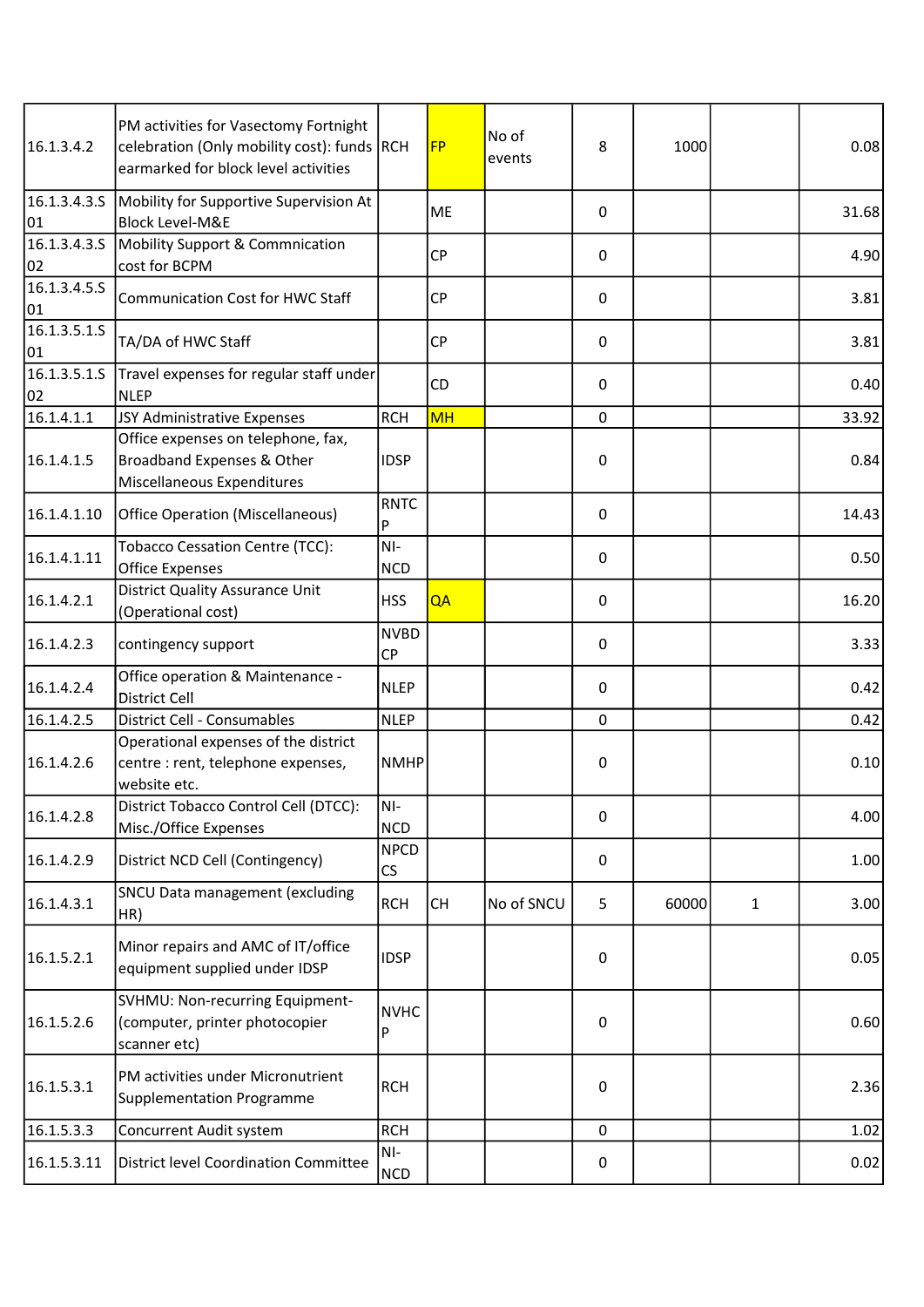| | | | | | | | | |
|---|---|---|---|---|---|---|---|---|
| 16.1.3.4.2 | PM activities for Vasectomy Fortnight celebration (Only mobility cost): funds earmarked for block level activities | RCH | FP | No of events | 8 | 1000 | | 0.08 |
| 16.1.3.4.3.S 01 | Mobility for Supportive Supervision At Block Level-M&E | | ME | | 0 | | | 31.68 |
| 16.1.3.4.3.S 02 | Mobility Support & Commnication cost for BCPM | | CP | | 0 | | | 4.90 |
| 16.1.3.4.5.S 01 | Communication Cost for HWC Staff | | CP | | 0 | | | 3.81 |
| 16.1.3.5.1.S 01 | TA/DA of HWC Staff | | CP | | 0 | | | 3.81 |
| 16.1.3.5.1.S 02 | Travel expenses for regular staff under NLEP | | CD | | 0 | | | 0.40 |
| 16.1.4.1.1 | JSY Administrative Expenses | RCH | MH | | 0 | | | 33.92 |
| 16.1.4.1.5 | Office expenses on telephone, fax, Broadband Expenses & Other Miscellaneous Expenditures | IDSP | | | 0 | | | 0.84 |
| 16.1.4.1.10 | Office Operation (Miscellaneous) | RNTCP | | | 0 | | | 14.43 |
| 16.1.4.1.11 | Tobacco Cessation Centre (TCC): Office Expenses | NI-NCD | | | 0 | | | 0.50 |
| 16.1.4.2.1 | District Quality Assurance Unit (Operational cost) | HSS | QA | | 0 | | | 16.20 |
| 16.1.4.2.3 | contingency support | NVBDCP | | | 0 | | | 3.33 |
| 16.1.4.2.4 | Office operation & Maintenance - District Cell | NLEP | | | 0 | | | 0.42 |
| 16.1.4.2.5 | District Cell - Consumables | NLEP | | | 0 | | | 0.42 |
| 16.1.4.2.6 | Operational expenses of the district centre : rent, telephone expenses, website etc. | NMHP | | | 0 | | | 0.10 |
| 16.1.4.2.8 | District Tobacco Control Cell (DTCC): Misc./Office Expenses | NI-NCD | | | 0 | | | 4.00 |
| 16.1.4.2.9 | District NCD Cell (Contingency) | NPCDCS | | | 0 | | | 1.00 |
| 16.1.4.3.1 | SNCU Data management (excluding HR) | RCH | CH | No of SNCU | 5 | 60000 | 1 | 3.00 |
| 16.1.5.2.1 | Minor repairs and AMC of IT/office equipment supplied under IDSP | IDSP | | | 0 | | | 0.05 |
| 16.1.5.2.6 | SVHMU: Non-recurring Equipment-(computer, printer photocopier scanner etc) | NVHCP | | | 0 | | | 0.60 |
| 16.1.5.3.1 | PM activities under Micronutrient Supplementation Programme | RCH | | | 0 | | | 2.36 |
| 16.1.5.3.3 | Concurrent Audit system | RCH | | | 0 | | | 1.02 |
| 16.1.5.3.11 | District level Coordination Committee | NI-NCD | | | 0 | | | 0.02 |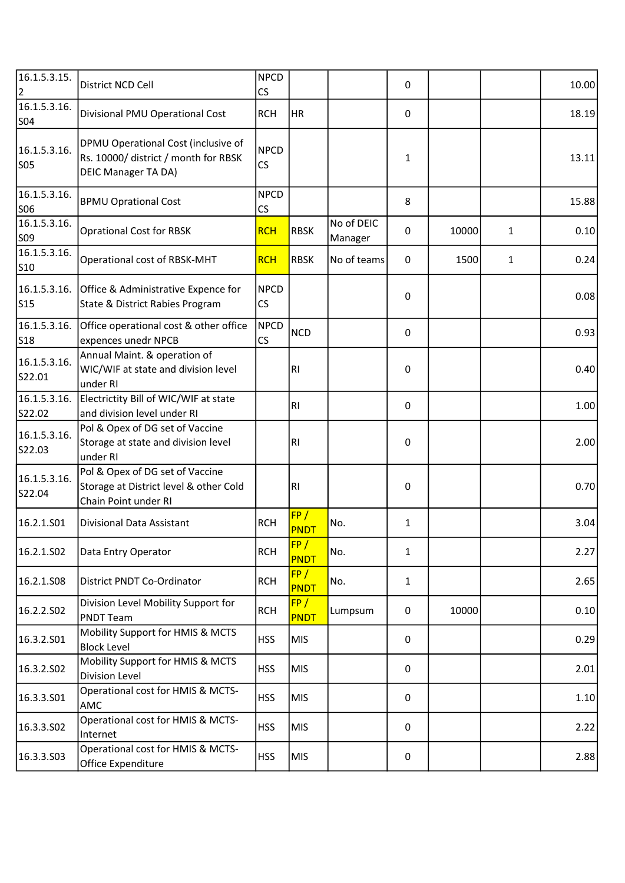| | | | | | | | | |
|---|---|---|---|---|---|---|---|---|
| 16.1.5.3.15.2 | District NCD Cell | NPCD CS | | | 0 | | | 10.00 |
| 16.1.5.3.16.S04 | Divisional PMU Operational Cost | RCH | HR | | 0 | | | 18.19 |
| 16.1.5.3.16.S05 | DPMU Operational Cost (inclusive of Rs. 10000/ district / month for RBSK DEIC Manager TA DA) | NPCD CS | | | 1 | | | 13.11 |
| 16.1.5.3.16.S06 | BPMU Oprational Cost | NPCD CS | | | 8 | | | 15.88 |
| 16.1.5.3.16.S09 | Oprational Cost for RBSK | RCH | RBSK | No of DEIC Manager | 0 | 10000 | 1 | 0.10 |
| 16.1.5.3.16.S10 | Operational cost of RBSK-MHT | RCH | RBSK | No of teams | 0 | 1500 | 1 | 0.24 |
| 16.1.5.3.16.S15 | Office & Administrative Expence for State & District Rabies Program | NPCD CS | | | 0 | | | 0.08 |
| 16.1.5.3.16.S18 | Office operational cost & other office expences unedr NPCB | NPCD CS | NCD | | 0 | | | 0.93 |
| 16.1.5.3.16.S22.01 | Annual Maint. & operation of WIC/WIF at state and division level under RI | | RI | | 0 | | | 0.40 |
| 16.1.5.3.16.S22.02 | Electricity Bill of WIC/WIF at state and division level under RI | | RI | | 0 | | | 1.00 |
| 16.1.5.3.16.S22.03 | Pol & Opex of DG set of Vaccine Storage at state and division level under RI | | RI | | 0 | | | 2.00 |
| 16.1.5.3.16.S22.04 | Pol & Opex of DG set of Vaccine Storage at District level & other Cold Chain Point under RI | | RI | | 0 | | | 0.70 |
| 16.2.1.S01 | Divisional Data Assistant | RCH | FP / PNDT | No. | 1 | | | 3.04 |
| 16.2.1.S02 | Data Entry Operator | RCH | FP / PNDT | No. | 1 | | | 2.27 |
| 16.2.1.S08 | District PNDT Co-Ordinator | RCH | FP / PNDT | No. | 1 | | | 2.65 |
| 16.2.2.S02 | Division Level Mobility Support for PNDT Team | RCH | FP / PNDT | Lumpsum | 0 | 10000 | | 0.10 |
| 16.3.2.S01 | Mobility Support for HMIS & MCTS Block Level | HSS | MIS | | 0 | | | 0.29 |
| 16.3.2.S02 | Mobility Support for HMIS & MCTS Division Level | HSS | MIS | | 0 | | | 2.01 |
| 16.3.3.S01 | Operational cost for HMIS & MCTS-AMC | HSS | MIS | | 0 | | | 1.10 |
| 16.3.3.S02 | Operational cost for HMIS & MCTS-Internet | HSS | MIS | | 0 | | | 2.22 |
| 16.3.3.S03 | Operational cost for HMIS & MCTS-Office Expenditure | HSS | MIS | | 0 | | | 2.88 |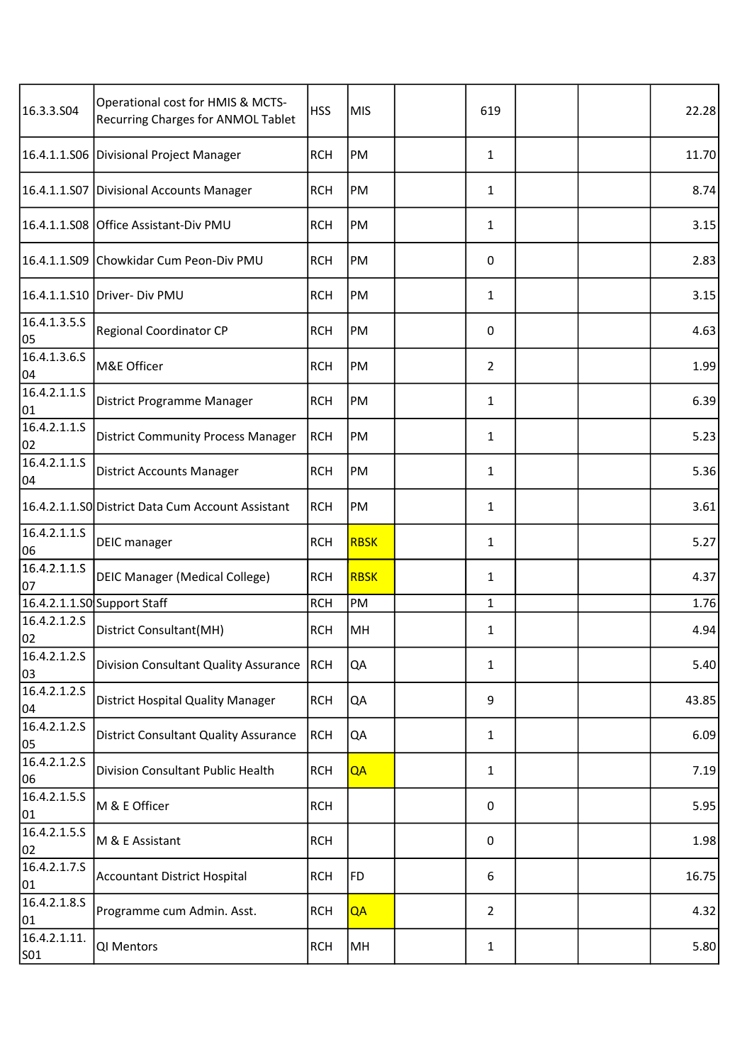| | | | | | | | | |
|---|---|---|---|---|---|---|---|---|
| 16.3.3.S04 | Operational cost for HMIS & MCTS-Recurring Charges for ANMOL Tablet | HSS | MIS | | 619 | | | 22.28 |
| 16.4.1.1.S06 | Divisional Project Manager | RCH | PM | | 1 | | | 11.70 |
| 16.4.1.1.S07 | Divisional Accounts Manager | RCH | PM | | 1 | | | 8.74 |
| 16.4.1.1.S08 | Office Assistant-Div PMU | RCH | PM | | 1 | | | 3.15 |
| 16.4.1.1.S09 | Chowkidar Cum Peon-Div PMU | RCH | PM | | 0 | | | 2.83 |
| 16.4.1.1.S10 | Driver- Div PMU | RCH | PM | | 1 | | | 3.15 |
| 16.4.1.3.5.S05 | Regional Coordinator CP | RCH | PM | | 0 | | | 4.63 |
| 16.4.1.3.6.S04 | M&E Officer | RCH | PM | | 2 | | | 1.99 |
| 16.4.2.1.1.S01 | District Programme Manager | RCH | PM | | 1 | | | 6.39 |
| 16.4.2.1.1.S02 | District Community Process Manager | RCH | PM | | 1 | | | 5.23 |
| 16.4.2.1.1.S04 | District Accounts Manager | RCH | PM | | 1 | | | 5.36 |
| 16.4.2.1.1.S0 | District Data Cum Account Assistant | RCH | PM | | 1 | | | 3.61 |
| 16.4.2.1.1.S06 | DEIC manager | RCH | RBSK | | 1 | | | 5.27 |
| 16.4.2.1.1.S07 | DEIC Manager (Medical College) | RCH | RBSK | | 1 | | | 4.37 |
| 16.4.2.1.1.S0 | Support Staff | RCH | PM | | 1 | | | 1.76 |
| 16.4.2.1.2.S02 | District Consultant(MH) | RCH | MH | | 1 | | | 4.94 |
| 16.4.2.1.2.S03 | Division Consultant Quality Assurance | RCH | QA | | 1 | | | 5.40 |
| 16.4.2.1.2.S04 | District Hospital Quality Manager | RCH | QA | | 9 | | | 43.85 |
| 16.4.2.1.2.S05 | District Consultant Quality Assurance | RCH | QA | | 1 | | | 6.09 |
| 16.4.2.1.2.S06 | Division Consultant Public Health | RCH | QA | | 1 | | | 7.19 |
| 16.4.2.1.5.S01 | M & E Officer | RCH | | | 0 | | | 5.95 |
| 16.4.2.1.5.S02 | M & E Assistant | RCH | | | 0 | | | 1.98 |
| 16.4.2.1.7.S01 | Accountant District Hospital | RCH | FD | | 6 | | | 16.75 |
| 16.4.2.1.8.S01 | Programme cum Admin. Asst. | RCH | QA | | 2 | | | 4.32 |
| 16.4.2.1.11.S01 | QI Mentors | RCH | MH | | 1 | | | 5.80 |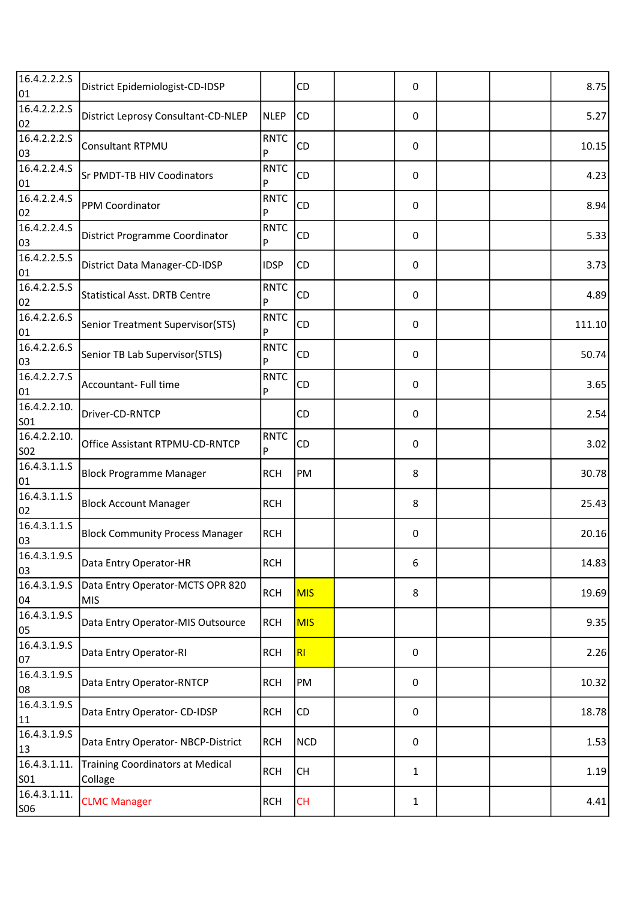| | | | | | | | | |
|---|---|---|---|---|---|---|---|---|
| 16.4.2.2.2.S01 | District Epidemiologist-CD-IDSP | | CD | | 0 | | | 8.75 |
| 16.4.2.2.2.S02 | District Leprosy Consultant-CD-NLEP | NLEP | CD | | 0 | | | 5.27 |
| 16.4.2.2.2.S03 | Consultant RTPMU | RNTCP | CD | | 0 | | | 10.15 |
| 16.4.2.2.4.S01 | Sr PMDT-TB HIV Coodinators | RNTCP | CD | | 0 | | | 4.23 |
| 16.4.2.2.4.S02 | PPM Coordinator | RNTCP | CD | | 0 | | | 8.94 |
| 16.4.2.2.4.S03 | District Programme Coordinator | RNTCP | CD | | 0 | | | 5.33 |
| 16.4.2.2.5.S01 | District Data Manager-CD-IDSP | IDSP | CD | | 0 | | | 3.73 |
| 16.4.2.2.5.S02 | Statistical Asst. DRTB Centre | RNTCP | CD | | 0 | | | 4.89 |
| 16.4.2.2.6.S01 | Senior Treatment Supervisor(STS) | RNTCP | CD | | 0 | | | 111.10 |
| 16.4.2.2.6.S03 | Senior TB Lab Supervisor(STLS) | RNTCP | CD | | 0 | | | 50.74 |
| 16.4.2.2.7.S01 | Accountant- Full time | RNTCP | CD | | 0 | | | 3.65 |
| 16.4.2.2.10.S01 | Driver-CD-RNTCP | | CD | | 0 | | | 2.54 |
| 16.4.2.2.10.S02 | Office Assistant RTPMU-CD-RNTCP | RNTCP | CD | | 0 | | | 3.02 |
| 16.4.3.1.1.S01 | Block Programme Manager | RCH | PM | | 8 | | | 30.78 |
| 16.4.3.1.1.S02 | Block Account Manager | RCH | | | 8 | | | 25.43 |
| 16.4.3.1.1.S03 | Block Community Process Manager | RCH | | | 0 | | | 20.16 |
| 16.4.3.1.9.S03 | Data Entry Operator-HR | RCH | | | 6 | | | 14.83 |
| 16.4.3.1.9.S04 | Data Entry Operator-MCTS OPR 820 MIS | RCH | MIS | | 8 | | | 19.69 |
| 16.4.3.1.9.S05 | Data Entry Operator-MIS Outsource | RCH | MIS | | | | | 9.35 |
| 16.4.3.1.9.S07 | Data Entry Operator-RI | RCH | RI | | 0 | | | 2.26 |
| 16.4.3.1.9.S08 | Data Entry Operator-RNTCP | RCH | PM | | 0 | | | 10.32 |
| 16.4.3.1.9.S11 | Data Entry Operator- CD-IDSP | RCH | CD | | 0 | | | 18.78 |
| 16.4.3.1.9.S13 | Data Entry Operator- NBCP-District | RCH | NCD | | 0 | | | 1.53 |
| 16.4.3.1.11.S01 | Training Coordinators at Medical Collage | RCH | CH | | 1 | | | 1.19 |
| 16.4.3.1.11.S06 | CLMC Manager | RCH | CH | | 1 | | | 4.41 |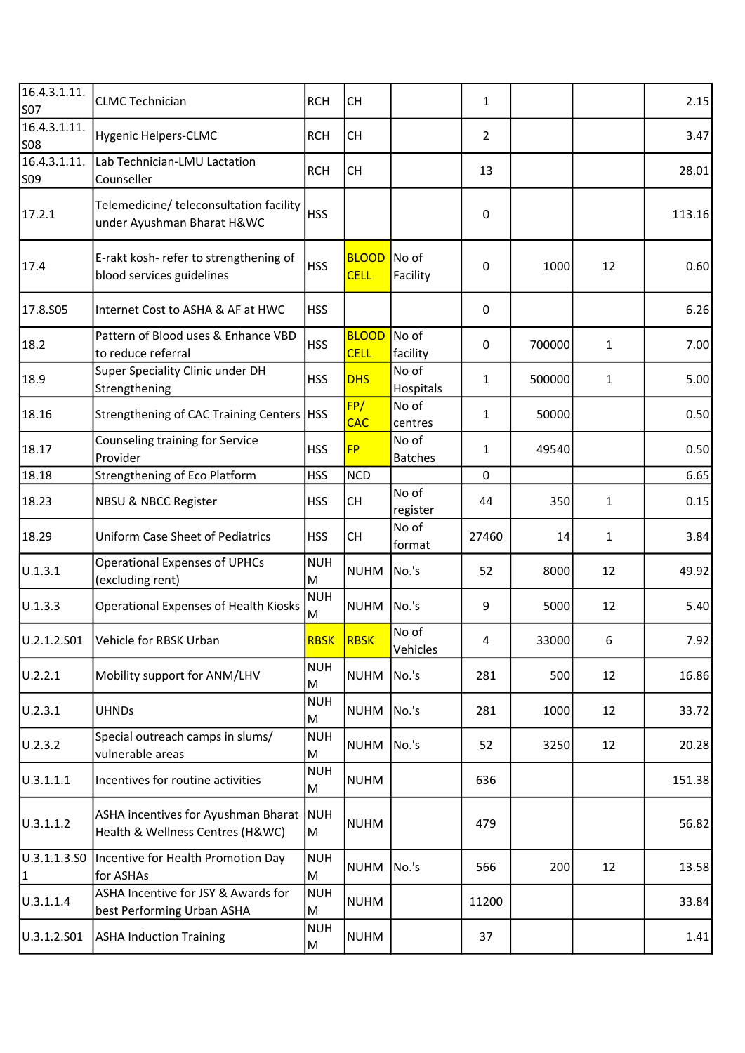| | | | | | | | | |
|---|---|---|---|---|---|---|---|---|
| 16.4.3.1.11.S07 | CLMC Technician | RCH | CH | | 1 | | | 2.15 |
| 16.4.3.1.11.S08 | Hygenic Helpers-CLMC | RCH | CH | | 2 | | | 3.47 |
| 16.4.3.1.11.S09 | Lab Technician-LMU Lactation Counseller | RCH | CH | | 13 | | | 28.01 |
| 17.2.1 | Telemedicine/ teleconsultation facility under Ayushman Bharat H&WC | HSS | | | 0 | | | 113.16 |
| 17.4 | E-rakt kosh- refer to strengthening of blood services guidelines | HSS | BLOOD CELL | No of Facility | 0 | 1000 | 12 | 0.60 |
| 17.8.S05 | Internet Cost to ASHA & AF at HWC | HSS | | | 0 | | | 6.26 |
| 18.2 | Pattern of Blood uses & Enhance VBD to reduce referral | HSS | BLOOD CELL | No of facility | 0 | 700000 | 1 | 7.00 |
| 18.9 | Super Speciality Clinic under DH Strengthening | HSS | DHS | No of Hospitals | 1 | 500000 | 1 | 5.00 |
| 18.16 | Strengthening of CAC Training Centers | HSS | FP/ CAC | No of centres | 1 | 50000 | | 0.50 |
| 18.17 | Counseling training for Service Provider | HSS | FP | No of Batches | 1 | 49540 | | 0.50 |
| 18.18 | Strengthening of Eco Platform | HSS | NCD | | 0 | | | 6.65 |
| 18.23 | NBSU & NBCC Register | HSS | CH | No of register | 44 | 350 | 1 | 0.15 |
| 18.29 | Uniform Case Sheet of Pediatrics | HSS | CH | No of format | 27460 | 14 | 1 | 3.84 |
| U.1.3.1 | Operational Expenses of UPHCs (excluding rent) | NUHM | NUHM | No.'s | 52 | 8000 | 12 | 49.92 |
| U.1.3.3 | Operational Expenses of Health Kiosks | NUHM | NUHM | No.'s | 9 | 5000 | 12 | 5.40 |
| U.2.1.2.S01 | Vehicle for RBSK Urban | RBSK | RBSK | No of Vehicles | 4 | 33000 | 6 | 7.92 |
| U.2.2.1 | Mobility support for ANM/LHV | NUHM | NUHM | No.'s | 281 | 500 | 12 | 16.86 |
| U.2.3.1 | UHNDs | NUHM | NUHM | No.'s | 281 | 1000 | 12 | 33.72 |
| U.2.3.2 | Special outreach camps in slums/ vulnerable areas | NUHM | NUHM | No.'s | 52 | 3250 | 12 | 20.28 |
| U.3.1.1.1 | Incentives for routine activities | NUHM | NUHM | | 636 | | | 151.38 |
| U.3.1.1.2 | ASHA incentives for Ayushman Bharat Health & Wellness Centres (H&WC) | NUHM | NUHM | | 479 | | | 56.82 |
| U.3.1.1.3.S01 | Incentive for Health Promotion Day for ASHAs | NUHM | NUHM | No.'s | 566 | 200 | 12 | 13.58 |
| U.3.1.1.4 | ASHA Incentive for JSY & Awards for best Performing Urban ASHA | NUHM | NUHM | | 11200 | | | 33.84 |
| U.3.1.2.S01 | ASHA Induction Training | NUHM | NUHM | | 37 | | | 1.41 |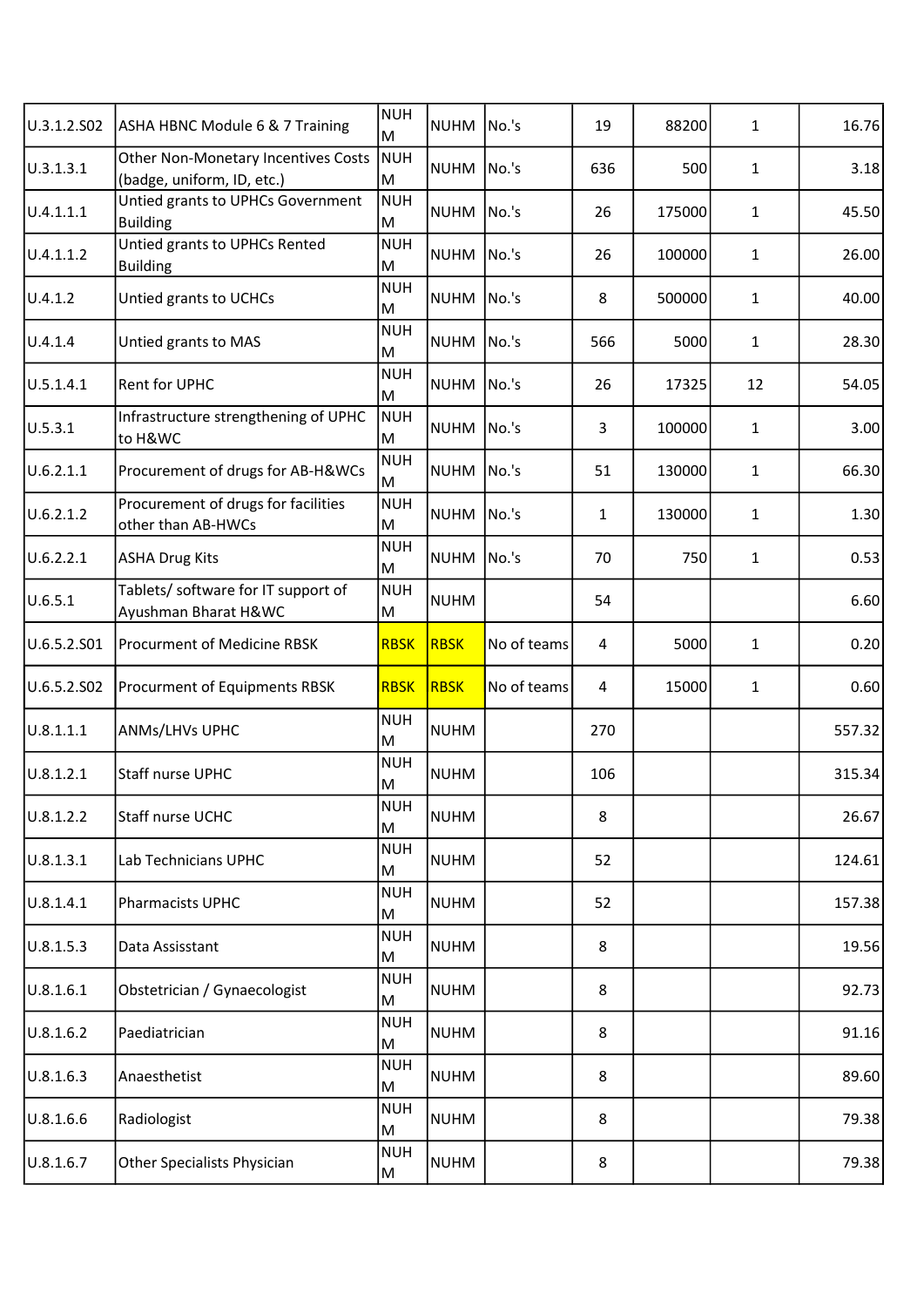| U.3.1.2.S02 | ASHA HBNC Module 6 & 7 Training | NUHM | NUHM | No.'s | 19 | 88200 | 1 | 16.76 |
|---|---|---|---|---|---|---|---|---|
| U.3.1.3.1 | Other Non-Monetary Incentives Costs (badge, uniform, ID, etc.) | NUHM | NUHM | No.'s | 636 | 500 | 1 | 3.18 |
| U.4.1.1.1 | Untied grants to UPHCs Government Building | NUHM | NUHM | No.'s | 26 | 175000 | 1 | 45.50 |
| U.4.1.1.2 | Untied grants to UPHCs Rented Building | NUHM | NUHM | No.'s | 26 | 100000 | 1 | 26.00 |
| U.4.1.2 | Untied grants to UCHCs | NUHM | NUHM | No.'s | 8 | 500000 | 1 | 40.00 |
| U.4.1.4 | Untied grants to MAS | NUHM | NUHM | No.'s | 566 | 5000 | 1 | 28.30 |
| U.5.1.4.1 | Rent for UPHC | NUHM | NUHM | No.'s | 26 | 17325 | 12 | 54.05 |
| U.5.3.1 | Infrastructure strengthening of UPHC to H&WC | NUHM | NUHM | No.'s | 3 | 100000 | 1 | 3.00 |
| U.6.2.1.1 | Procurement of drugs for AB-H&WCs | NUHM | NUHM | No.'s | 51 | 130000 | 1 | 66.30 |
| U.6.2.1.2 | Procurement of drugs for facilities other than AB-HWCs | NUHM | NUHM | No.'s | 1 | 130000 | 1 | 1.30 |
| U.6.2.2.1 | ASHA Drug Kits | NUHM | NUHM | No.'s | 70 | 750 | 1 | 0.53 |
| U.6.5.1 | Tablets/ software for IT support of Ayushman Bharat H&WC | NUHM | NUHM | | 54 | | | 6.60 |
| U.6.5.2.S01 | Procurment of Medicine RBSK | RBSK | RBSK | No of teams | 4 | 5000 | 1 | 0.20 |
| U.6.5.2.S02 | Procurment of Equipments RBSK | RBSK | RBSK | No of teams | 4 | 15000 | 1 | 0.60 |
| U.8.1.1.1 | ANMs/LHVs UPHC | NUHM | NUHM | | 270 | | | 557.32 |
| U.8.1.2.1 | Staff nurse UPHC | NUHM | NUHM | | 106 | | | 315.34 |
| U.8.1.2.2 | Staff nurse UCHC | NUHM | NUHM | | 8 | | | 26.67 |
| U.8.1.3.1 | Lab Technicians UPHC | NUHM | NUHM | | 52 | | | 124.61 |
| U.8.1.4.1 | Pharmacists UPHC | NUHM | NUHM | | 52 | | | 157.38 |
| U.8.1.5.3 | Data Assisstant | NUHM | NUHM | | 8 | | | 19.56 |
| U.8.1.6.1 | Obstetrician / Gynaecologist | NUHM | NUHM | | 8 | | | 92.73 |
| U.8.1.6.2 | Paediatrician | NUHM | NUHM | | 8 | | | 91.16 |
| U.8.1.6.3 | Anaesthetist | NUHM | NUHM | | 8 | | | 89.60 |
| U.8.1.6.6 | Radiologist | NUHM | NUHM | | 8 | | | 79.38 |
| U.8.1.6.7 | Other Specialists Physician | NUHM | NUHM | | 8 | | | 79.38 |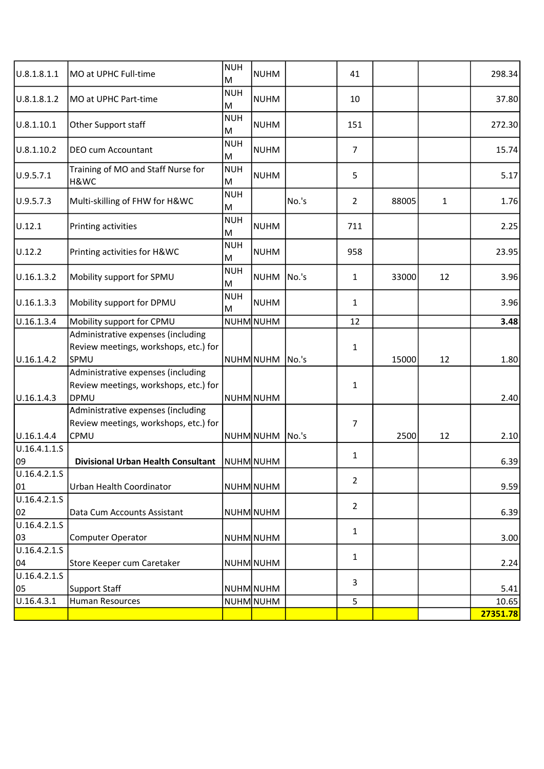| | | | | | | | | |
|---|---|---|---|---|---|---|---|---|
| U.8.1.8.1.1 | MO at UPHC Full-time | NUHM | NUHM | | 41 | | | 298.34 |
| U.8.1.8.1.2 | MO at UPHC Part-time | NUHM | NUHM | | 10 | | | 37.80 |
| U.8.1.10.1 | Other Support staff | NUHM | NUHM | | 151 | | | 272.30 |
| U.8.1.10.2 | DEO cum Accountant | NUHM | NUHM | | 7 | | | 15.74 |
| U.9.5.7.1 | Training of MO and Staff Nurse for H&WC | NUHM | NUHM | | 5 | | | 5.17 |
| U.9.5.7.3 | Multi-skilling of FHW for H&WC | NUHM | | No.'s | 2 | 88005 | 1 | 1.76 |
| U.12.1 | Printing activities | NUHM | NUHM | | 711 | | | 2.25 |
| U.12.2 | Printing activities for H&WC | NUHM | NUHM | | 958 | | | 23.95 |
| U.16.1.3.2 | Mobility support for SPMU | NUHM | NUHM | No.'s | 1 | 33000 | 12 | 3.96 |
| U.16.1.3.3 | Mobility support for DPMU | NUHM | NUHM | | 1 | | | 3.96 |
| U.16.1.3.4 | Mobility support for CPMU | NUHM | NUHM | | 12 | | | **3.48** |
| U.16.1.4.2 | Administrative expenses (including Review meetings, workshops, etc.) for SPMU | NUHM | NUHM | No.'s | 1 | 15000 | 12 | 1.80 |
| U.16.1.4.3 | Administrative expenses (including Review meetings, workshops, etc.) for DPMU | NUHM | NUHM | | 1 | | | 2.40 |
| U.16.1.4.4 | Administrative expenses (including Review meetings, workshops, etc.) for CPMU | NUHM | NUHM | No.'s | 7 | 2500 | 12 | 2.10 |
| U.16.4.1.1.S09 | **Divisional Urban Health Consultant** | NUHM | NUHM | | 1 | | | 6.39 |
| U.16.4.2.1.S01 | Urban Health Coordinator | NUHM | NUHM | | 2 | | | 9.59 |
| U.16.4.2.1.S02 | Data Cum Accounts Assistant | NUHM | NUHM | | 2 | | | 6.39 |
| U.16.4.2.1.S03 | Computer Operator | NUHM | NUHM | | 1 | | | 3.00 |
| U.16.4.2.1.S04 | Store Keeper cum Caretaker | NUHM | NUHM | | 1 | | | 2.24 |
| U.16.4.2.1.S05 | Support Staff | NUHM | NUHM | | 3 | | | 5.41 |
| U.16.4.3.1 | Human Resources | NUHM | NUHM | | 5 | | | 10.65 |
| | | | | | | | | **27351.78** |